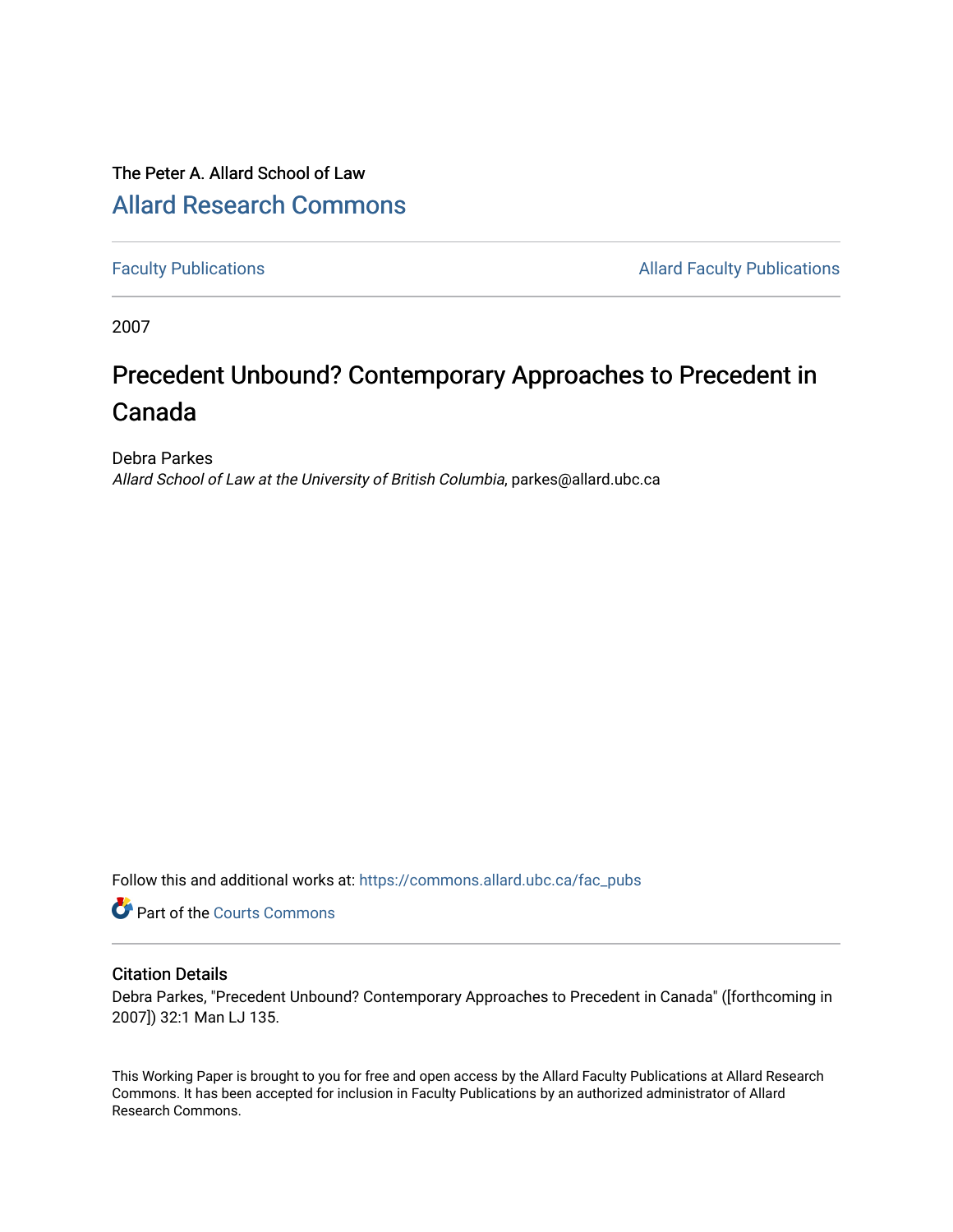The Peter A. Allard School of Law

# Allard Research Commons

Faculty Publications | Allard Faculty Publications

2007

# Precedent Unbound? Contemporary Approaches to Precedent in Canada

Debra Parkes

*Allard School of Law at the University of British Columbia*, parkes@allard.ubc.ca

Follow this and additional works at: https://commons.allard.ubc.ca/fac_pubs

Part of the Courts Commons

## Citation Details

Debra Parkes, "Precedent Unbound? Contemporary Approaches to Precedent in Canada" ([forthcoming in 2007]) 32:1 Man LJ 135.

This Working Paper is brought to you for free and open access by the Allard Faculty Publications at Allard Research Commons. It has been accepted for inclusion in Faculty Publications by an authorized administrator of Allard Research Commons.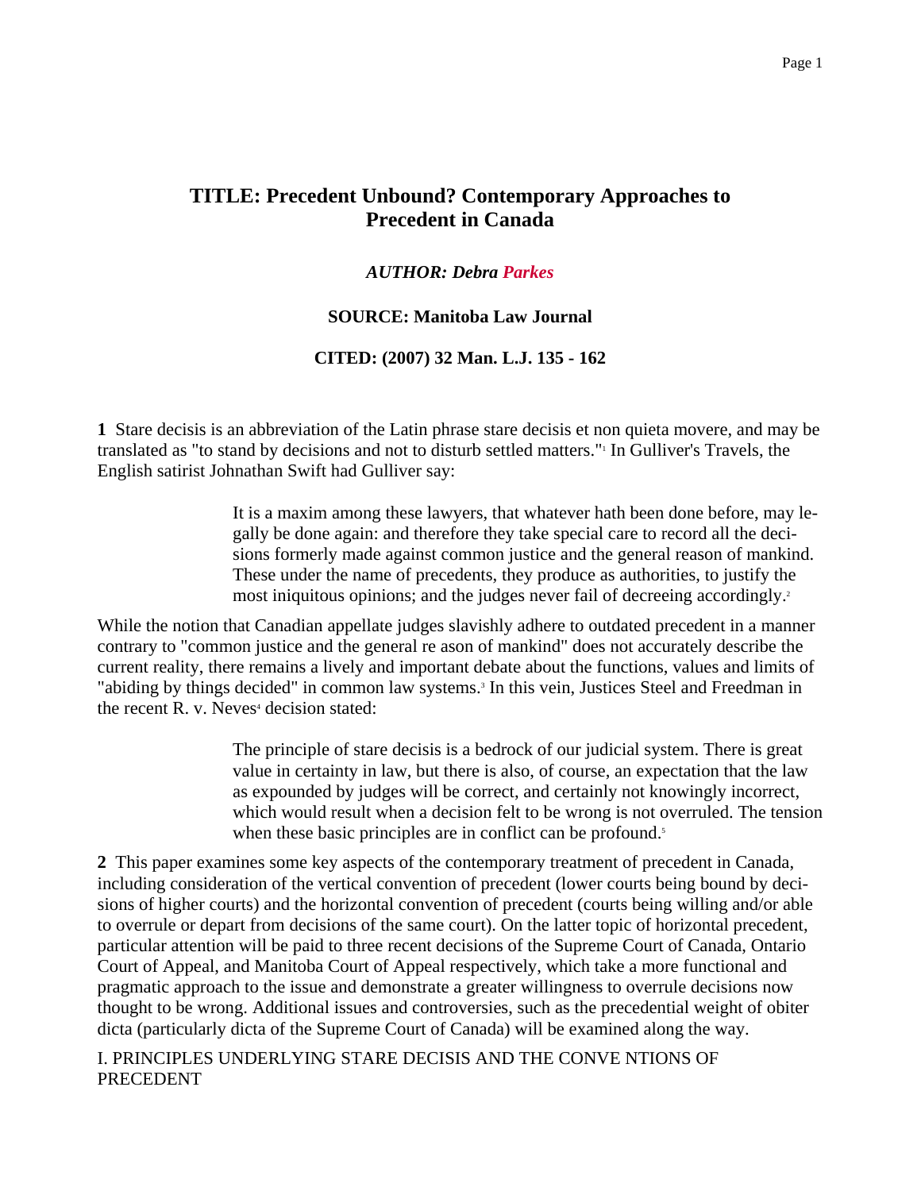# TITLE: Precedent Unbound? Contemporary Approaches to Precedent in Canada

***AUTHOR: Debra Parkes***

**SOURCE: Manitoba Law Journal**

**CITED: (2007) 32 Man. L.J. 135 - 162**

**1** Stare decisis is an abbreviation of the Latin phrase stare decisis et non quieta movere, and may be translated as "to stand by decisions and not to disturb settled matters."[1] In Gulliver's Travels, the English satirist Johnathan Swift had Gulliver say:

> It is a maxim among these lawyers, that whatever hath been done before, may legally be done again: and therefore they take special care to record all the decisions formerly made against common justice and the general reason of mankind. These under the name of precedents, they produce as authorities, to justify the most iniquitous opinions; and the judges never fail of decreeing accordingly.[2]

While the notion that Canadian appellate judges slavishly adhere to outdated precedent in a manner contrary to "common justice and the general re ason of mankind" does not accurately describe the current reality, there remains a lively and important debate about the functions, values and limits of "abiding by things decided" in common law systems.[3] In this vein, Justices Steel and Freedman in the recent R. v. Neves[4] decision stated:

> The principle of stare decisis is a bedrock of our judicial system. There is great value in certainty in law, but there is also, of course, an expectation that the law as expounded by judges will be correct, and certainly not knowingly incorrect, which would result when a decision felt to be wrong is not overruled. The tension when these basic principles are in conflict can be profound.[5]

**2** This paper examines some key aspects of the contemporary treatment of precedent in Canada, including consideration of the vertical convention of precedent (lower courts being bound by decisions of higher courts) and the horizontal convention of precedent (courts being willing and/or able to overrule or depart from decisions of the same court). On the latter topic of horizontal precedent, particular attention will be paid to three recent decisions of the Supreme Court of Canada, Ontario Court of Appeal, and Manitoba Court of Appeal respectively, which take a more functional and pragmatic approach to the issue and demonstrate a greater willingness to overrule decisions now thought to be wrong. Additional issues and controversies, such as the precedential weight of obiter dicta (particularly dicta of the Supreme Court of Canada) will be examined along the way.

## I. PRINCIPLES UNDERLYING STARE DECISIS AND THE CONVE NTIONS OF PRECEDENT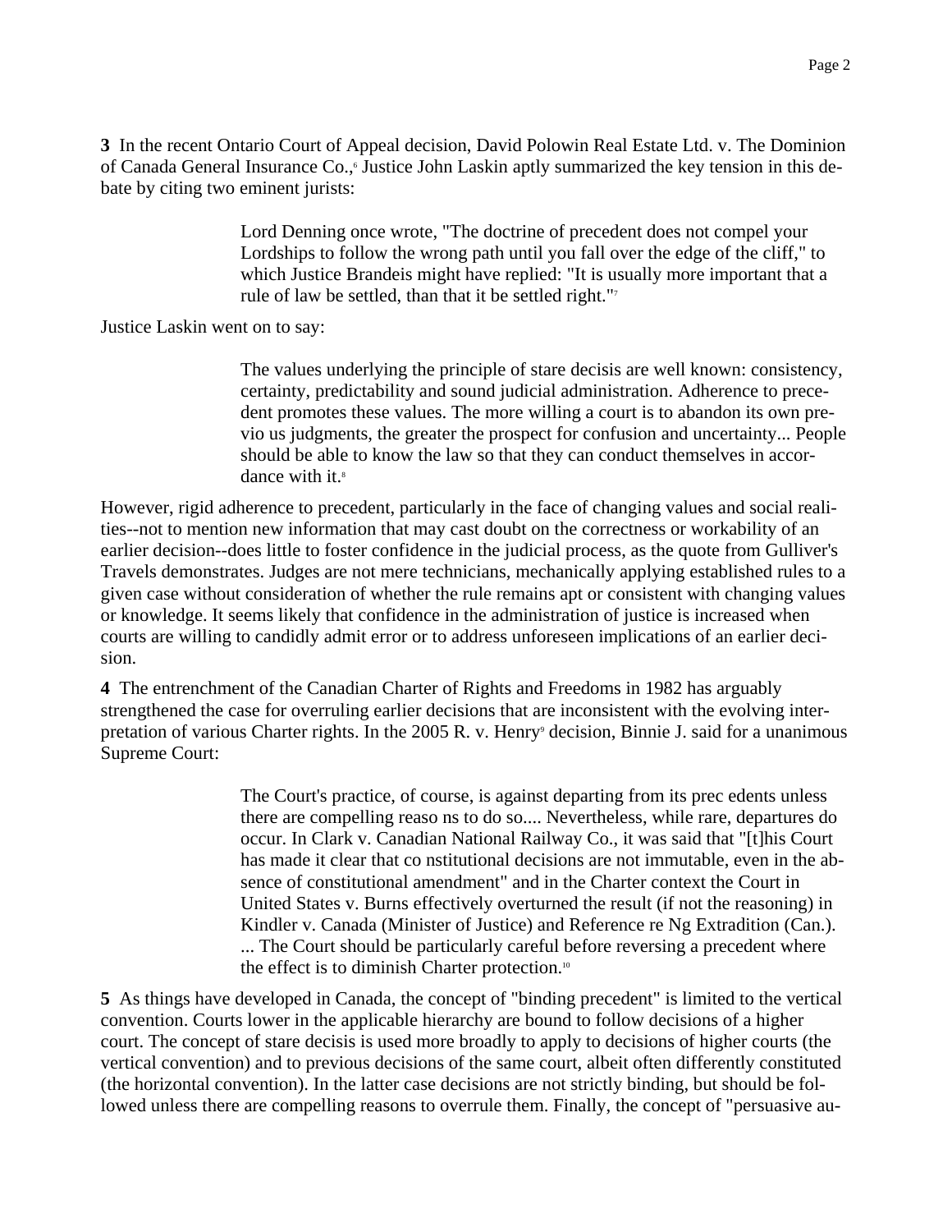**3** In the recent Ontario Court of Appeal decision, David Polowin Real Estate Ltd. v. The Dominion of Canada General Insurance Co.,[6] Justice John Laskin aptly summarized the key tension in this debate by citing two eminent jurists:

> Lord Denning once wrote, "The doctrine of precedent does not compel your Lordships to follow the wrong path until you fall over the edge of the cliff," to which Justice Brandeis might have replied: "It is usually more important that a rule of law be settled, than that it be settled right."[7]

Justice Laskin went on to say:

> The values underlying the principle of stare decisis are well known: consistency, certainty, predictability and sound judicial administration. Adherence to precedent promotes these values. The more willing a court is to abandon its own previo us judgments, the greater the prospect for confusion and uncertainty... People should be able to know the law so that they can conduct themselves in accordance with it.[8]

However, rigid adherence to precedent, particularly in the face of changing values and social realities--not to mention new information that may cast doubt on the correctness or workability of an earlier decision--does little to foster confidence in the judicial process, as the quote from Gulliver's Travels demonstrates. Judges are not mere technicians, mechanically applying established rules to a given case without consideration of whether the rule remains apt or consistent with changing values or knowledge. It seems likely that confidence in the administration of justice is increased when courts are willing to candidly admit error or to address unforeseen implications of an earlier decision.

**4** The entrenchment of the Canadian Charter of Rights and Freedoms in 1982 has arguably strengthened the case for overruling earlier decisions that are inconsistent with the evolving interpretation of various Charter rights. In the 2005 R. v. Henry[9] decision, Binnie J. said for a unanimous Supreme Court:

> The Court's practice, of course, is against departing from its prec edents unless there are compelling reaso ns to do so.... Nevertheless, while rare, departures do occur. In Clark v. Canadian National Railway Co., it was said that "[t]his Court has made it clear that co nstitutional decisions are not immutable, even in the absence of constitutional amendment" and in the Charter context the Court in United States v. Burns effectively overturned the result (if not the reasoning) in Kindler v. Canada (Minister of Justice) and Reference re Ng Extradition (Can.). ... The Court should be particularly careful before reversing a precedent where the effect is to diminish Charter protection.[10]

**5** As things have developed in Canada, the concept of "binding precedent" is limited to the vertical convention. Courts lower in the applicable hierarchy are bound to follow decisions of a higher court. The concept of stare decisis is used more broadly to apply to decisions of higher courts (the vertical convention) and to previous decisions of the same court, albeit often differently constituted (the horizontal convention). In the latter case decisions are not strictly binding, but should be followed unless there are compelling reasons to overrule them. Finally, the concept of "persuasive au-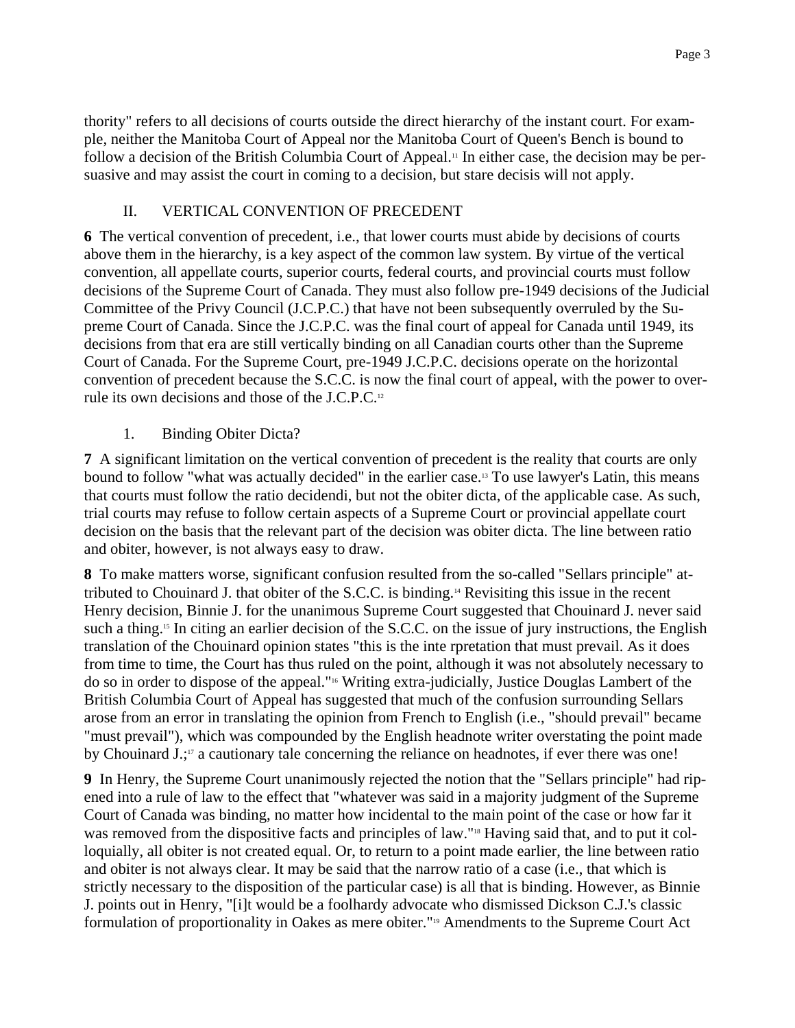thority" refers to all decisions of courts outside the direct hierarchy of the instant court. For example, neither the Manitoba Court of Appeal nor the Manitoba Court of Queen's Bench is bound to follow a decision of the British Columbia Court of Appeal.[11] In either case, the decision may be persuasive and may assist the court in coming to a decision, but stare decisis will not apply.

## II. VERTICAL CONVENTION OF PRECEDENT

**6** The vertical convention of precedent, i.e., that lower courts must abide by decisions of courts above them in the hierarchy, is a key aspect of the common law system. By virtue of the vertical convention, all appellate courts, superior courts, federal courts, and provincial courts must follow decisions of the Supreme Court of Canada. They must also follow pre-1949 decisions of the Judicial Committee of the Privy Council (J.C.P.C.) that have not been subsequently overruled by the Supreme Court of Canada. Since the J.C.P.C. was the final court of appeal for Canada until 1949, its decisions from that era are still vertically binding on all Canadian courts other than the Supreme Court of Canada. For the Supreme Court, pre-1949 J.C.P.C. decisions operate on the horizontal convention of precedent because the S.C.C. is now the final court of appeal, with the power to overrule its own decisions and those of the J.C.P.C.[12]

### 1. Binding Obiter Dicta?

**7** A significant limitation on the vertical convention of precedent is the reality that courts are only bound to follow "what was actually decided" in the earlier case.[13] To use lawyer's Latin, this means that courts must follow the ratio decidendi, but not the obiter dicta, of the applicable case. As such, trial courts may refuse to follow certain aspects of a Supreme Court or provincial appellate court decision on the basis that the relevant part of the decision was obiter dicta. The line between ratio and obiter, however, is not always easy to draw.

**8** To make matters worse, significant confusion resulted from the so-called "Sellars principle" attributed to Chouinard J. that obiter of the S.C.C. is binding.[14] Revisiting this issue in the recent Henry decision, Binnie J. for the unanimous Supreme Court suggested that Chouinard J. never said such a thing.[15] In citing an earlier decision of the S.C.C. on the issue of jury instructions, the English translation of the Chouinard opinion states "this is the inte rpretation that must prevail. As it does from time to time, the Court has thus ruled on the point, although it was not absolutely necessary to do so in order to dispose of the appeal."[16] Writing extra-judicially, Justice Douglas Lambert of the British Columbia Court of Appeal has suggested that much of the confusion surrounding Sellars arose from an error in translating the opinion from French to English (i.e., "should prevail" became "must prevail"), which was compounded by the English headnote writer overstating the point made by Chouinard J.;[17] a cautionary tale concerning the reliance on headnotes, if ever there was one!

**9** In Henry, the Supreme Court unanimously rejected the notion that the "Sellars principle" had ripened into a rule of law to the effect that "whatever was said in a majority judgment of the Supreme Court of Canada was binding, no matter how incidental to the main point of the case or how far it was removed from the dispositive facts and principles of law."[18] Having said that, and to put it colloquially, all obiter is not created equal. Or, to return to a point made earlier, the line between ratio and obiter is not always clear. It may be said that the narrow ratio of a case (i.e., that which is strictly necessary to the disposition of the particular case) is all that is binding. However, as Binnie J. points out in Henry, "[i]t would be a foolhardy advocate who dismissed Dickson C.J.'s classic formulation of proportionality in Oakes as mere obiter."[19] Amendments to the Supreme Court Act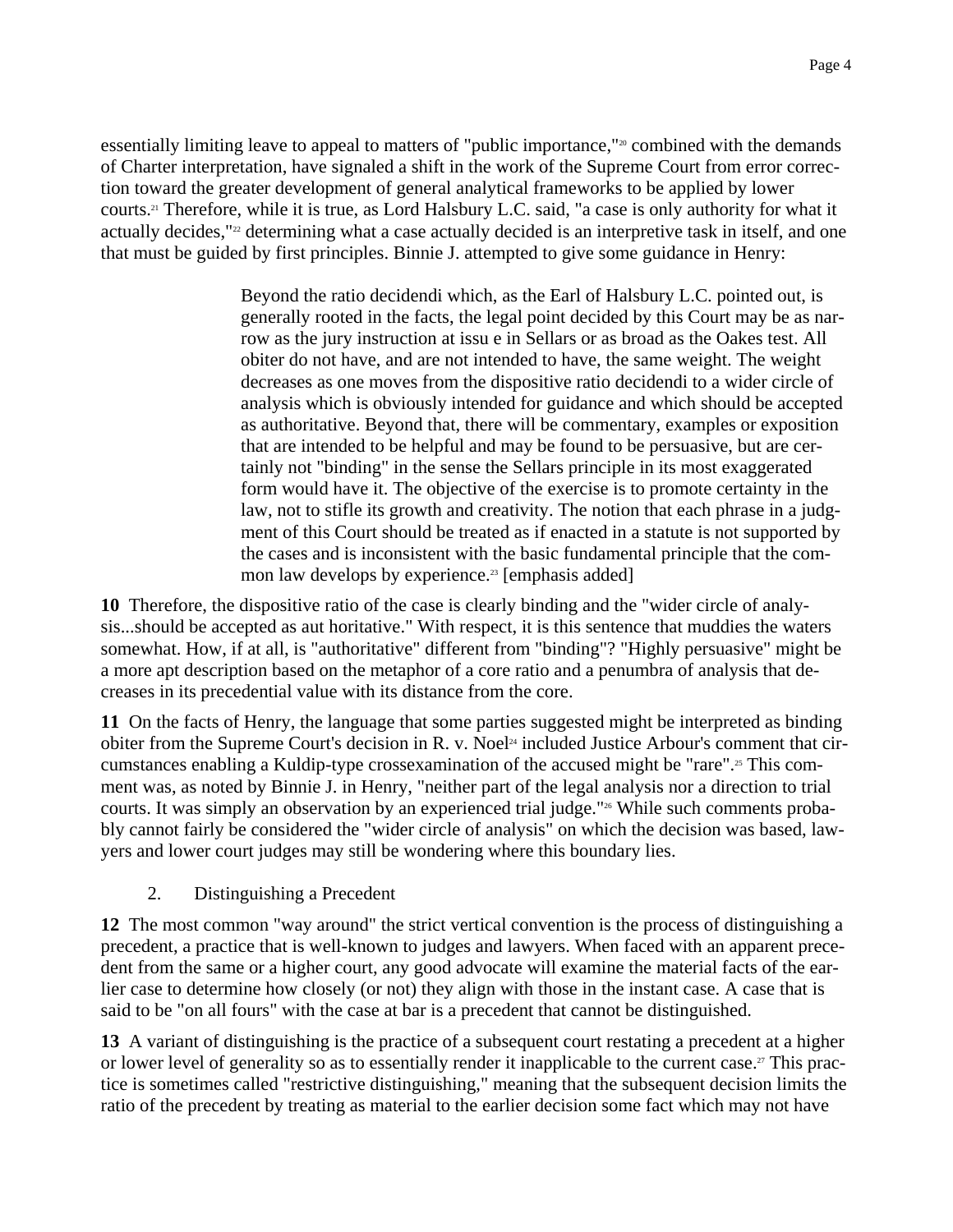essentially limiting leave to appeal to matters of "public importance,"[20] combined with the demands of Charter interpretation, have signaled a shift in the work of the Supreme Court from error correction toward the greater development of general analytical frameworks to be applied by lower courts.[21] Therefore, while it is true, as Lord Halsbury L.C. said, "a case is only authority for what it actually decides,"[22] determining what a case actually decided is an interpretive task in itself, and one that must be guided by first principles. Binnie J. attempted to give some guidance in Henry:

> Beyond the ratio decidendi which, as the Earl of Halsbury L.C. pointed out, is generally rooted in the facts, the legal point decided by this Court may be as narrow as the jury instruction at issu e in Sellars or as broad as the Oakes test. All obiter do not have, and are not intended to have, the same weight. The weight decreases as one moves from the dispositive ratio decidendi to a wider circle of analysis which is obviously intended for guidance and which should be accepted as authoritative. Beyond that, there will be commentary, examples or exposition that are intended to be helpful and may be found to be persuasive, but are certainly not "binding" in the sense the Sellars principle in its most exaggerated form would have it. The objective of the exercise is to promote certainty in the law, not to stifle its growth and creativity. The notion that each phrase in a judgment of this Court should be treated as if enacted in a statute is not supported by the cases and is inconsistent with the basic fundamental principle that the common law develops by experience.[23] [emphasis added]

**10** Therefore, the dispositive ratio of the case is clearly binding and the "wider circle of analysis...should be accepted as aut horitative." With respect, it is this sentence that muddies the waters somewhat. How, if at all, is "authoritative" different from "binding"? "Highly persuasive" might be a more apt description based on the metaphor of a core ratio and a penumbra of analysis that decreases in its precedential value with its distance from the core.

**11** On the facts of Henry, the language that some parties suggested might be interpreted as binding obiter from the Supreme Court's decision in R. v. Noel[24] included Justice Arbour's comment that circumstances enabling a Kuldip-type crossexamination of the accused might be "rare".[25] This comment was, as noted by Binnie J. in Henry, "neither part of the legal analysis nor a direction to trial courts. It was simply an observation by an experienced trial judge."[26] While such comments probably cannot fairly be considered the "wider circle of analysis" on which the decision was based, lawyers and lower court judges may still be wondering where this boundary lies.

2. Distinguishing a Precedent

**12** The most common "way around" the strict vertical convention is the process of distinguishing a precedent, a practice that is well-known to judges and lawyers. When faced with an apparent precedent from the same or a higher court, any good advocate will examine the material facts of the earlier case to determine how closely (or not) they align with those in the instant case. A case that is said to be "on all fours" with the case at bar is a precedent that cannot be distinguished.

**13** A variant of distinguishing is the practice of a subsequent court restating a precedent at a higher or lower level of generality so as to essentially render it inapplicable to the current case.[27] This practice is sometimes called "restrictive distinguishing," meaning that the subsequent decision limits the ratio of the precedent by treating as material to the earlier decision some fact which may not have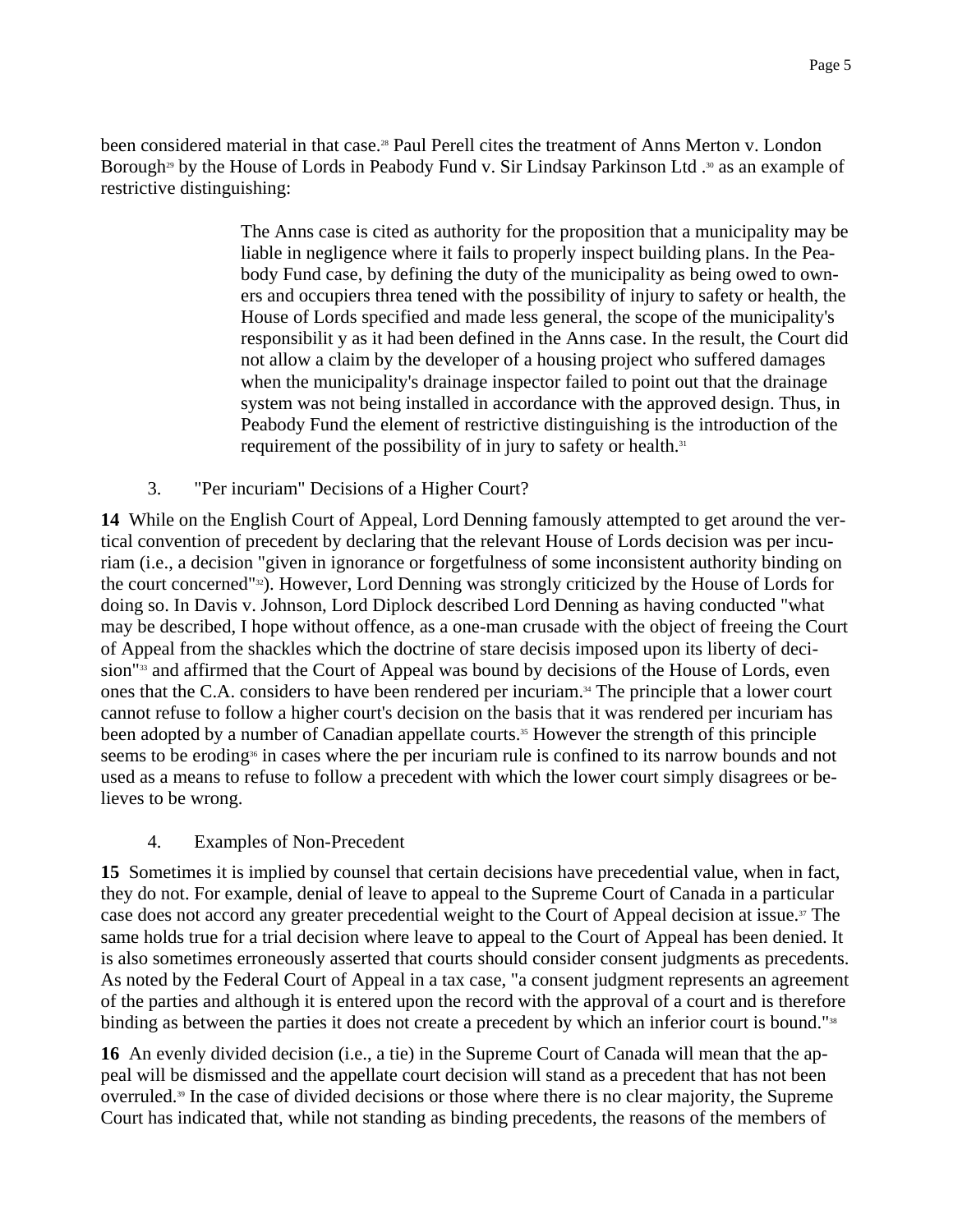been considered material in that case.[28] Paul Perell cites the treatment of Anns Merton v. London Borough[29] by the House of Lords in Peabody Fund v. Sir Lindsay Parkinson Ltd .[30] as an example of restrictive distinguishing:

> The Anns case is cited as authority for the proposition that a municipality may be liable in negligence where it fails to properly inspect building plans. In the Peabody Fund case, by defining the duty of the municipality as being owed to owners and occupiers threa tened with the possibility of injury to safety or health, the House of Lords specified and made less general, the scope of the municipality's responsibilit y as it had been defined in the Anns case. In the result, the Court did not allow a claim by the developer of a housing project who suffered damages when the municipality's drainage inspector failed to point out that the drainage system was not being installed in accordance with the approved design. Thus, in Peabody Fund the element of restrictive distinguishing is the introduction of the requirement of the possibility of in jury to safety or health.[31]

3. "Per incuriam" Decisions of a Higher Court?

**14** While on the English Court of Appeal, Lord Denning famously attempted to get around the vertical convention of precedent by declaring that the relevant House of Lords decision was per incuriam (i.e., a decision "given in ignorance or forgetfulness of some inconsistent authority binding on the court concerned"[32]). However, Lord Denning was strongly criticized by the House of Lords for doing so. In Davis v. Johnson, Lord Diplock described Lord Denning as having conducted "what may be described, I hope without offence, as a one-man crusade with the object of freeing the Court of Appeal from the shackles which the doctrine of stare decisis imposed upon its liberty of decision"[33] and affirmed that the Court of Appeal was bound by decisions of the House of Lords, even ones that the C.A. considers to have been rendered per incuriam.[34] The principle that a lower court cannot refuse to follow a higher court's decision on the basis that it was rendered per incuriam has been adopted by a number of Canadian appellate courts.[35] However the strength of this principle seems to be eroding[36] in cases where the per incuriam rule is confined to its narrow bounds and not used as a means to refuse to follow a precedent with which the lower court simply disagrees or believes to be wrong.

4. Examples of Non-Precedent

**15** Sometimes it is implied by counsel that certain decisions have precedential value, when in fact, they do not. For example, denial of leave to appeal to the Supreme Court of Canada in a particular case does not accord any greater precedential weight to the Court of Appeal decision at issue.[37] The same holds true for a trial decision where leave to appeal to the Court of Appeal has been denied. It is also sometimes erroneously asserted that courts should consider consent judgments as precedents. As noted by the Federal Court of Appeal in a tax case, "a consent judgment represents an agreement of the parties and although it is entered upon the record with the approval of a court and is therefore binding as between the parties it does not create a precedent by which an inferior court is bound."[38]

**16** An evenly divided decision (i.e., a tie) in the Supreme Court of Canada will mean that the appeal will be dismissed and the appellate court decision will stand as a precedent that has not been overruled.[39] In the case of divided decisions or those where there is no clear majority, the Supreme Court has indicated that, while not standing as binding precedents, the reasons of the members of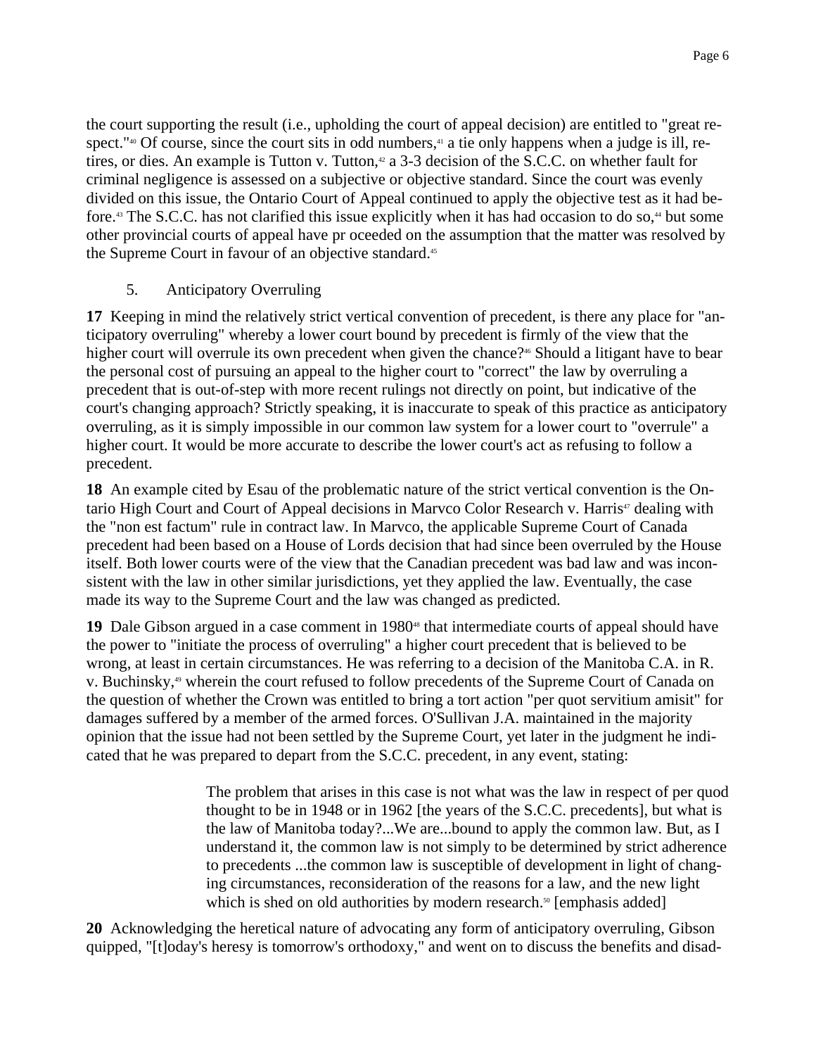the court supporting the result (i.e., upholding the court of appeal decision) are entitled to "great respect."[40] Of course, since the court sits in odd numbers,[41] a tie only happens when a judge is ill, retires, or dies. An example is Tutton v. Tutton,[42] a 3-3 decision of the S.C.C. on whether fault for criminal negligence is assessed on a subjective or objective standard. Since the court was evenly divided on this issue, the Ontario Court of Appeal continued to apply the objective test as it had before.[43] The S.C.C. has not clarified this issue explicitly when it has had occasion to do so,[44] but some other provincial courts of appeal have pr oceeded on the assumption that the matter was resolved by the Supreme Court in favour of an objective standard.[45]

5. Anticipatory Overruling

**17** Keeping in mind the relatively strict vertical convention of precedent, is there any place for "anticipatory overruling" whereby a lower court bound by precedent is firmly of the view that the higher court will overrule its own precedent when given the chance?[46] Should a litigant have to bear the personal cost of pursuing an appeal to the higher court to "correct" the law by overruling a precedent that is out-of-step with more recent rulings not directly on point, but indicative of the court's changing approach? Strictly speaking, it is inaccurate to speak of this practice as anticipatory overruling, as it is simply impossible in our common law system for a lower court to "overrule" a higher court. It would be more accurate to describe the lower court's act as refusing to follow a precedent.

**18** An example cited by Esau of the problematic nature of the strict vertical convention is the Ontario High Court and Court of Appeal decisions in Marvco Color Research v. Harris[47] dealing with the "non est factum" rule in contract law. In Marvco, the applicable Supreme Court of Canada precedent had been based on a House of Lords decision that had since been overruled by the House itself. Both lower courts were of the view that the Canadian precedent was bad law and was inconsistent with the law in other similar jurisdictions, yet they applied the law. Eventually, the case made its way to the Supreme Court and the law was changed as predicted.

**19** Dale Gibson argued in a case comment in 1980[48] that intermediate courts of appeal should have the power to "initiate the process of overruling" a higher court precedent that is believed to be wrong, at least in certain circumstances. He was referring to a decision of the Manitoba C.A. in R. v. Buchinsky,[49] wherein the court refused to follow precedents of the Supreme Court of Canada on the question of whether the Crown was entitled to bring a tort action "per quot servitium amisit" for damages suffered by a member of the armed forces. O'Sullivan J.A. maintained in the majority opinion that the issue had not been settled by the Supreme Court, yet later in the judgment he indicated that he was prepared to depart from the S.C.C. precedent, in any event, stating:

> The problem that arises in this case is not what was the law in respect of per quod thought to be in 1948 or in 1962 [the years of the S.C.C. precedents], but what is the law of Manitoba today?...We are...bound to apply the common law. But, as I understand it, the common law is not simply to be determined by strict adherence to precedents ...the common law is susceptible of development in light of changing circumstances, reconsideration of the reasons for a law, and the new light which is shed on old authorities by modern research.[50] [emphasis added]

**20** Acknowledging the heretical nature of advocating any form of anticipatory overruling, Gibson quipped, "[t]oday's heresy is tomorrow's orthodoxy," and went on to discuss the benefits and disad-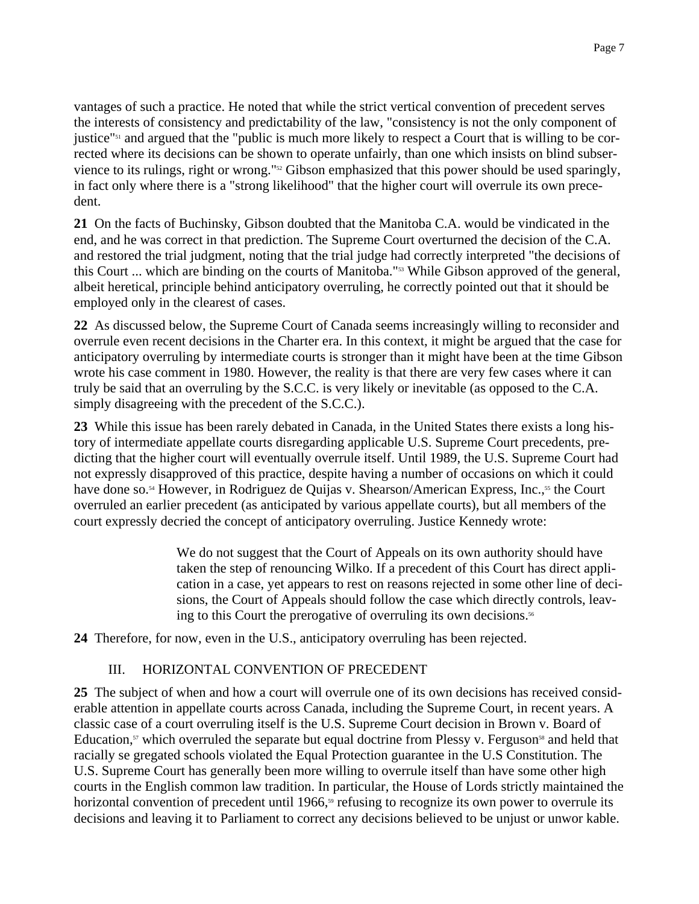vantages of such a practice. He noted that while the strict vertical convention of precedent serves the interests of consistency and predictability of the law, "consistency is not the only component of justice"[51] and argued that the "public is much more likely to respect a Court that is willing to be corrected where its decisions can be shown to operate unfairly, than one which insists on blind subservience to its rulings, right or wrong."[52] Gibson emphasized that this power should be used sparingly, in fact only where there is a "strong likelihood" that the higher court will overrule its own precedent.

**21** On the facts of Buchinsky, Gibson doubted that the Manitoba C.A. would be vindicated in the end, and he was correct in that prediction. The Supreme Court overturned the decision of the C.A. and restored the trial judgment, noting that the trial judge had correctly interpreted "the decisions of this Court ... which are binding on the courts of Manitoba."[53] While Gibson approved of the general, albeit heretical, principle behind anticipatory overruling, he correctly pointed out that it should be employed only in the clearest of cases.

**22** As discussed below, the Supreme Court of Canada seems increasingly willing to reconsider and overrule even recent decisions in the Charter era. In this context, it might be argued that the case for anticipatory overruling by intermediate courts is stronger than it might have been at the time Gibson wrote his case comment in 1980. However, the reality is that there are very few cases where it can truly be said that an overruling by the S.C.C. is very likely or inevitable (as opposed to the C.A. simply disagreeing with the precedent of the S.C.C.).

**23** While this issue has been rarely debated in Canada, in the United States there exists a long history of intermediate appellate courts disregarding applicable U.S. Supreme Court precedents, predicting that the higher court will eventually overrule itself. Until 1989, the U.S. Supreme Court had not expressly disapproved of this practice, despite having a number of occasions on which it could have done so.[54] However, in Rodriguez de Quijas v. Shearson/American Express, Inc.,[55] the Court overruled an earlier precedent (as anticipated by various appellate courts), but all members of the court expressly decried the concept of anticipatory overruling. Justice Kennedy wrote:

> We do not suggest that the Court of Appeals on its own authority should have taken the step of renouncing Wilko. If a precedent of this Court has direct application in a case, yet appears to rest on reasons rejected in some other line of decisions, the Court of Appeals should follow the case which directly controls, leaving to this Court the prerogative of overruling its own decisions.[56]

**24** Therefore, for now, even in the U.S., anticipatory overruling has been rejected.

## III. HORIZONTAL CONVENTION OF PRECEDENT

**25** The subject of when and how a court will overrule one of its own decisions has received considerable attention in appellate courts across Canada, including the Supreme Court, in recent years. A classic case of a court overruling itself is the U.S. Supreme Court decision in Brown v. Board of Education,[57] which overruled the separate but equal doctrine from Plessy v. Ferguson[58] and held that racially se gregated schools violated the Equal Protection guarantee in the U.S Constitution. The U.S. Supreme Court has generally been more willing to overrule itself than have some other high courts in the English common law tradition. In particular, the House of Lords strictly maintained the horizontal convention of precedent until 1966,[59] refusing to recognize its own power to overrule its decisions and leaving it to Parliament to correct any decisions believed to be unjust or unwor kable.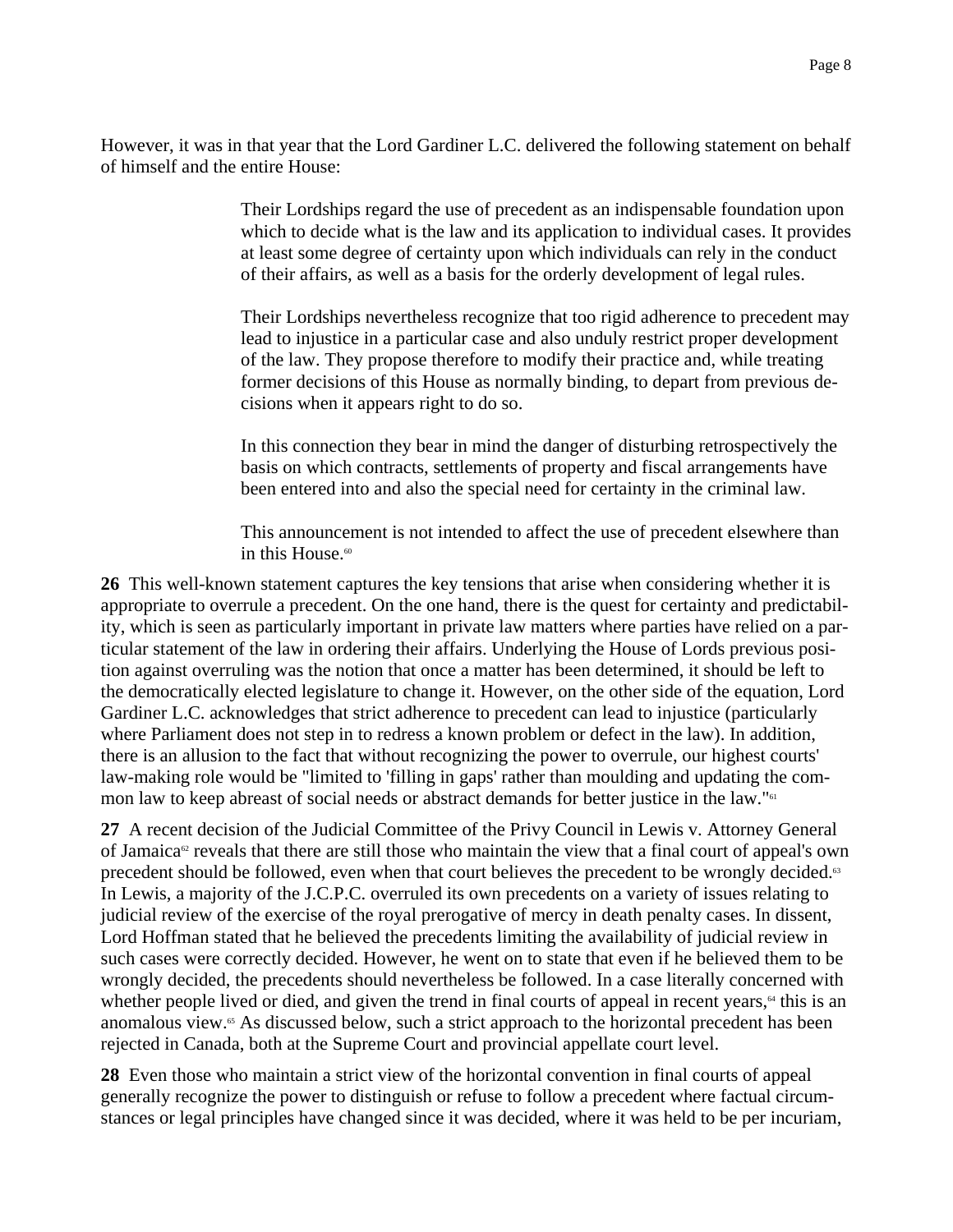However, it was in that year that the Lord Gardiner L.C. delivered the following statement on behalf of himself and the entire House:

> Their Lordships regard the use of precedent as an indispensable foundation upon which to decide what is the law and its application to individual cases. It provides at least some degree of certainty upon which individuals can rely in the conduct of their affairs, as well as a basis for the orderly development of legal rules.
>
> Their Lordships nevertheless recognize that too rigid adherence to precedent may lead to injustice in a particular case and also unduly restrict proper development of the law. They propose therefore to modify their practice and, while treating former decisions of this House as normally binding, to depart from previous decisions when it appears right to do so.
>
> In this connection they bear in mind the danger of disturbing retrospectively the basis on which contracts, settlements of property and fiscal arrangements have been entered into and also the special need for certainty in the criminal law.
>
> This announcement is not intended to affect the use of precedent elsewhere than in this House.[60]

**26** This well-known statement captures the key tensions that arise when considering whether it is appropriate to overrule a precedent. On the one hand, there is the quest for certainty and predictability, which is seen as particularly important in private law matters where parties have relied on a particular statement of the law in ordering their affairs. Underlying the House of Lords previous position against overruling was the notion that once a matter has been determined, it should be left to the democratically elected legislature to change it. However, on the other side of the equation, Lord Gardiner L.C. acknowledges that strict adherence to precedent can lead to injustice (particularly where Parliament does not step in to redress a known problem or defect in the law). In addition, there is an allusion to the fact that without recognizing the power to overrule, our highest courts' law-making role would be "limited to 'filling in gaps' rather than moulding and updating the common law to keep abreast of social needs or abstract demands for better justice in the law."[61]

**27** A recent decision of the Judicial Committee of the Privy Council in Lewis v. Attorney General of Jamaica[62] reveals that there are still those who maintain the view that a final court of appeal's own precedent should be followed, even when that court believes the precedent to be wrongly decided.[63] In Lewis, a majority of the J.C.P.C. overruled its own precedents on a variety of issues relating to judicial review of the exercise of the royal prerogative of mercy in death penalty cases. In dissent, Lord Hoffman stated that he believed the precedents limiting the availability of judicial review in such cases were correctly decided. However, he went on to state that even if he believed them to be wrongly decided, the precedents should nevertheless be followed. In a case literally concerned with whether people lived or died, and given the trend in final courts of appeal in recent years,[64] this is an anomalous view.[65] As discussed below, such a strict approach to the horizontal precedent has been rejected in Canada, both at the Supreme Court and provincial appellate court level.

**28** Even those who maintain a strict view of the horizontal convention in final courts of appeal generally recognize the power to distinguish or refuse to follow a precedent where factual circumstances or legal principles have changed since it was decided, where it was held to be per incuriam,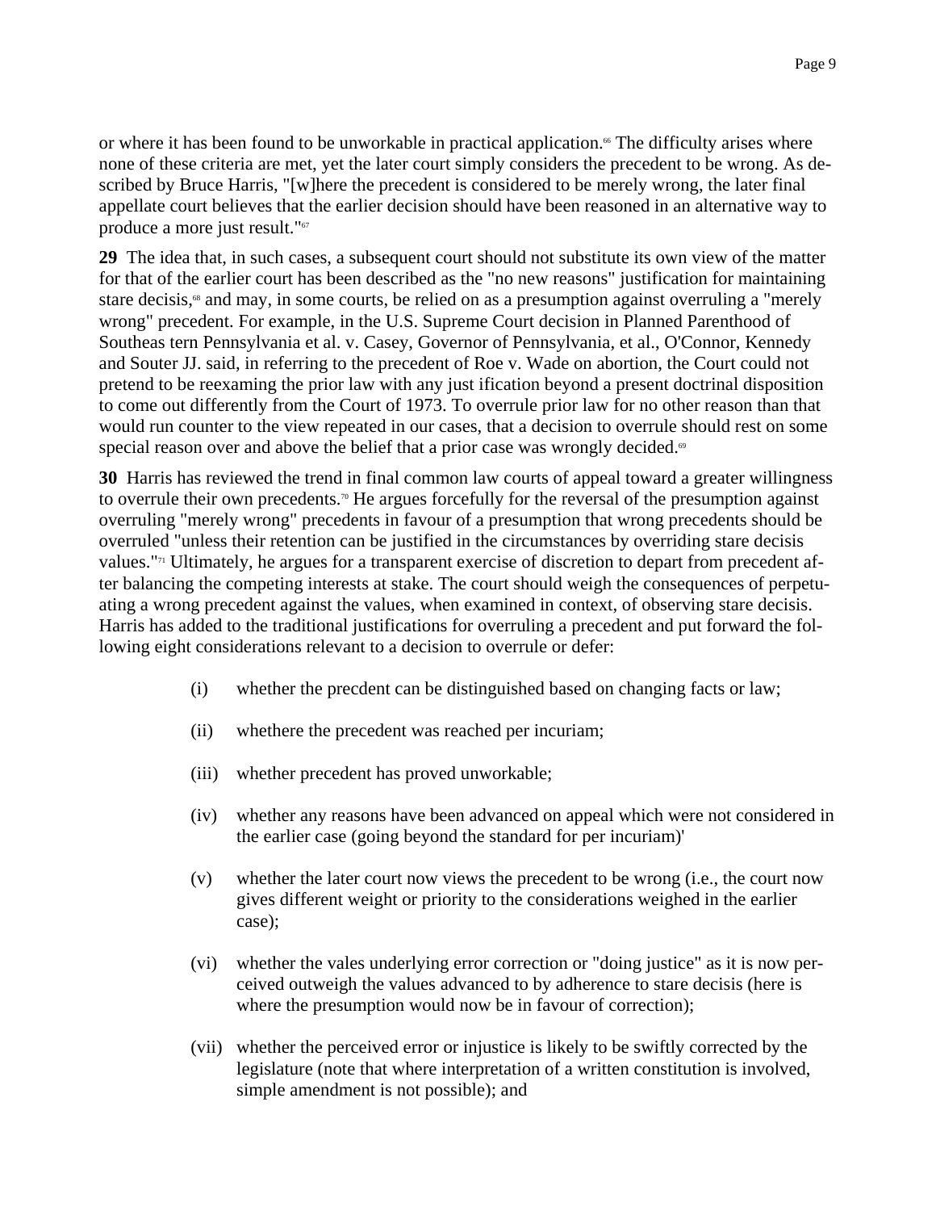or where it has been found to be unworkable in practical application.[66] The difficulty arises where none of these criteria are met, yet the later court simply considers the precedent to be wrong. As described by Bruce Harris, "[w]here the precedent is considered to be merely wrong, the later final appellate court believes that the earlier decision should have been reasoned in an alternative way to produce a more just result."[67]

**29** The idea that, in such cases, a subsequent court should not substitute its own view of the matter for that of the earlier court has been described as the "no new reasons" justification for maintaining stare decisis,[68] and may, in some courts, be relied on as a presumption against overruling a "merely wrong" precedent. For example, in the U.S. Supreme Court decision in Planned Parenthood of Southeas tern Pennsylvania et al. v. Casey, Governor of Pennsylvania, et al., O'Connor, Kennedy and Souter JJ. said, in referring to the precedent of Roe v. Wade on abortion, the Court could not pretend to be reexaming the prior law with any just ification beyond a present doctrinal disposition to come out differently from the Court of 1973. To overrule prior law for no other reason than that would run counter to the view repeated in our cases, that a decision to overrule should rest on some special reason over and above the belief that a prior case was wrongly decided.[69]

**30** Harris has reviewed the trend in final common law courts of appeal toward a greater willingness to overrule their own precedents.[70] He argues forcefully for the reversal of the presumption against overruling "merely wrong" precedents in favour of a presumption that wrong precedents should be overruled "unless their retention can be justified in the circumstances by overriding stare decisis values."[71] Ultimately, he argues for a transparent exercise of discretion to depart from precedent after balancing the competing interests at stake. The court should weigh the consequences of perpetuating a wrong precedent against the values, when examined in context, of observing stare decisis. Harris has added to the traditional justifications for overruling a precedent and put forward the following eight considerations relevant to a decision to overrule or defer:

- (i) whether the precdent can be distinguished based on changing facts or law;
- (ii) whethere the precedent was reached per incuriam;
- (iii) whether precedent has proved unworkable;
- (iv) whether any reasons have been advanced on appeal which were not considered in the earlier case (going beyond the standard for per incuriam)'
- (v) whether the later court now views the precedent to be wrong (i.e., the court now gives different weight or priority to the considerations weighed in the earlier case);
- (vi) whether the vales underlying error correction or "doing justice" as it is now perceived outweigh the values advanced to by adherence to stare decisis (here is where the presumption would now be in favour of correction);
- (vii) whether the perceived error or injustice is likely to be swiftly corrected by the legislature (note that where interpretation of a written constitution is involved, simple amendment is not possible); and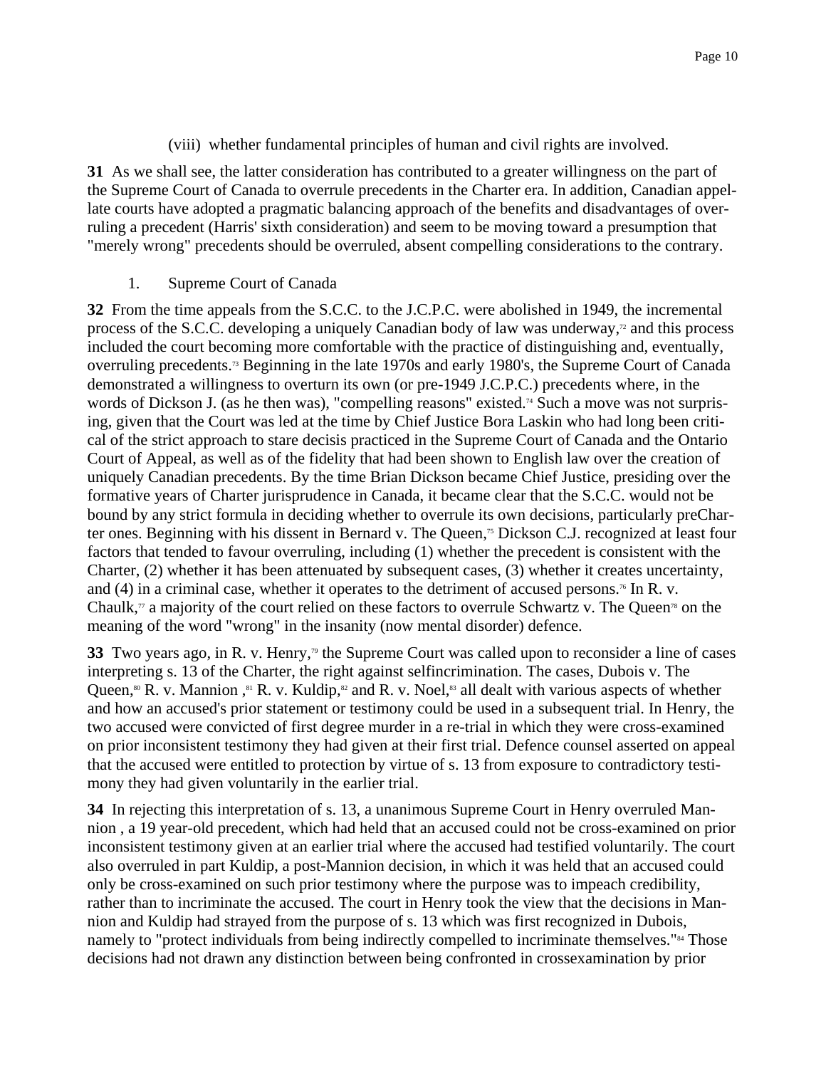(viii) whether fundamental principles of human and civil rights are involved.

**31** As we shall see, the latter consideration has contributed to a greater willingness on the part of the Supreme Court of Canada to overrule precedents in the Charter era. In addition, Canadian appellate courts have adopted a pragmatic balancing approach of the benefits and disadvantages of overruling a precedent (Harris' sixth consideration) and seem to be moving toward a presumption that "merely wrong" precedents should be overruled, absent compelling considerations to the contrary.

1. Supreme Court of Canada

**32** From the time appeals from the S.C.C. to the J.C.P.C. were abolished in 1949, the incremental process of the S.C.C. developing a uniquely Canadian body of law was underway,[72] and this process included the court becoming more comfortable with the practice of distinguishing and, eventually, overruling precedents.[73] Beginning in the late 1970s and early 1980's, the Supreme Court of Canada demonstrated a willingness to overturn its own (or pre-1949 J.C.P.C.) precedents where, in the words of Dickson J. (as he then was), "compelling reasons" existed.[74] Such a move was not surprising, given that the Court was led at the time by Chief Justice Bora Laskin who had long been critical of the strict approach to stare decisis practiced in the Supreme Court of Canada and the Ontario Court of Appeal, as well as of the fidelity that had been shown to English law over the creation of uniquely Canadian precedents. By the time Brian Dickson became Chief Justice, presiding over the formative years of Charter jurisprudence in Canada, it became clear that the S.C.C. would not be bound by any strict formula in deciding whether to overrule its own decisions, particularly preCharter ones. Beginning with his dissent in Bernard v. The Queen,[75] Dickson C.J. recognized at least four factors that tended to favour overruling, including (1) whether the precedent is consistent with the Charter, (2) whether it has been attenuated by subsequent cases, (3) whether it creates uncertainty, and (4) in a criminal case, whether it operates to the detriment of accused persons.[76] In R. v. Chaulk,[77] a majority of the court relied on these factors to overrule Schwartz v. The Queen[78] on the meaning of the word "wrong" in the insanity (now mental disorder) defence.

**33** Two years ago, in R. v. Henry,[79] the Supreme Court was called upon to reconsider a line of cases interpreting s. 13 of the Charter, the right against selfincrimination. The cases, Dubois v. The Queen,[80] R. v. Mannion ,[81] R. v. Kuldip,[82] and R. v. Noel,[83] all dealt with various aspects of whether and how an accused's prior statement or testimony could be used in a subsequent trial. In Henry, the two accused were convicted of first degree murder in a re-trial in which they were cross-examined on prior inconsistent testimony they had given at their first trial. Defence counsel asserted on appeal that the accused were entitled to protection by virtue of s. 13 from exposure to contradictory testimony they had given voluntarily in the earlier trial.

**34** In rejecting this interpretation of s. 13, a unanimous Supreme Court in Henry overruled Mannion , a 19 year-old precedent, which had held that an accused could not be cross-examined on prior inconsistent testimony given at an earlier trial where the accused had testified voluntarily. The court also overruled in part Kuldip, a post-Mannion decision, in which it was held that an accused could only be cross-examined on such prior testimony where the purpose was to impeach credibility, rather than to incriminate the accused. The court in Henry took the view that the decisions in Mannion and Kuldip had strayed from the purpose of s. 13 which was first recognized in Dubois, namely to "protect individuals from being indirectly compelled to incriminate themselves."[84] Those decisions had not drawn any distinction between being confronted in crossexamination by prior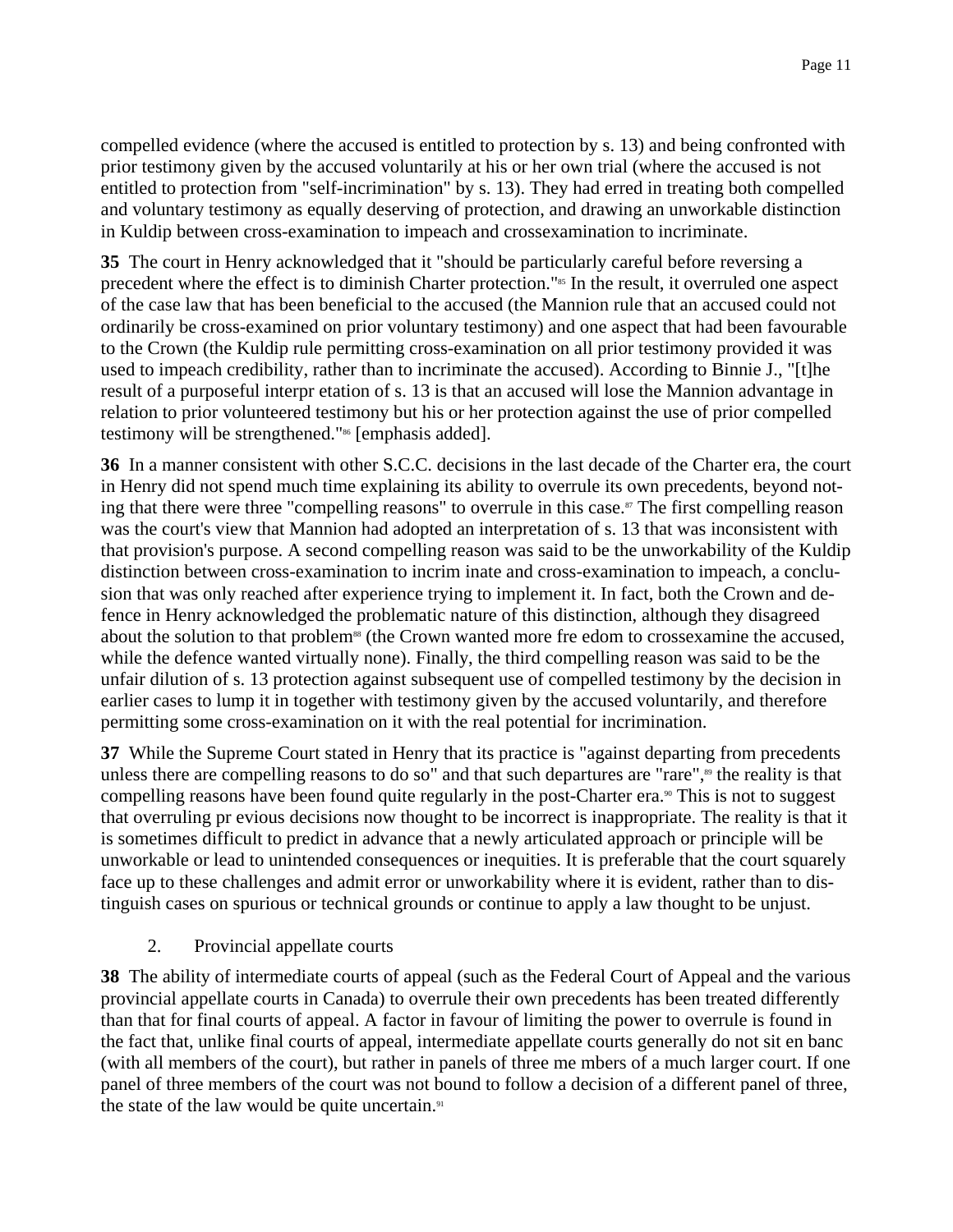compelled evidence (where the accused is entitled to protection by s. 13) and being confronted with prior testimony given by the accused voluntarily at his or her own trial (where the accused is not entitled to protection from "self-incrimination" by s. 13). They had erred in treating both compelled and voluntary testimony as equally deserving of protection, and drawing an unworkable distinction in Kuldip between cross-examination to impeach and crossexamination to incriminate.

**35** The court in Henry acknowledged that it "should be particularly careful before reversing a precedent where the effect is to diminish Charter protection."[85] In the result, it overruled one aspect of the case law that has been beneficial to the accused (the Mannion rule that an accused could not ordinarily be cross-examined on prior voluntary testimony) and one aspect that had been favourable to the Crown (the Kuldip rule permitting cross-examination on all prior testimony provided it was used to impeach credibility, rather than to incriminate the accused). According to Binnie J., "[t]he result of a purposeful interpr etation of s. 13 is that an accused will lose the Mannion advantage in relation to prior volunteered testimony but his or her protection against the use of prior compelled testimony will be strengthened."[86] [emphasis added].

**36** In a manner consistent with other S.C.C. decisions in the last decade of the Charter era, the court in Henry did not spend much time explaining its ability to overrule its own precedents, beyond noting that there were three "compelling reasons" to overrule in this case.[87] The first compelling reason was the court's view that Mannion had adopted an interpretation of s. 13 that was inconsistent with that provision's purpose. A second compelling reason was said to be the unworkability of the Kuldip distinction between cross-examination to incrim inate and cross-examination to impeach, a conclusion that was only reached after experience trying to implement it. In fact, both the Crown and defence in Henry acknowledged the problematic nature of this distinction, although they disagreed about the solution to that problem[88] (the Crown wanted more fre edom to crossexamine the accused, while the defence wanted virtually none). Finally, the third compelling reason was said to be the unfair dilution of s. 13 protection against subsequent use of compelled testimony by the decision in earlier cases to lump it in together with testimony given by the accused voluntarily, and therefore permitting some cross-examination on it with the real potential for incrimination.

**37** While the Supreme Court stated in Henry that its practice is "against departing from precedents unless there are compelling reasons to do so" and that such departures are "rare",[89] the reality is that compelling reasons have been found quite regularly in the post-Charter era.[90] This is not to suggest that overruling pr evious decisions now thought to be incorrect is inappropriate. The reality is that it is sometimes difficult to predict in advance that a newly articulated approach or principle will be unworkable or lead to unintended consequences or inequities. It is preferable that the court squarely face up to these challenges and admit error or unworkability where it is evident, rather than to distinguish cases on spurious or technical grounds or continue to apply a law thought to be unjust.

2. Provincial appellate courts

**38** The ability of intermediate courts of appeal (such as the Federal Court of Appeal and the various provincial appellate courts in Canada) to overrule their own precedents has been treated differently than that for final courts of appeal. A factor in favour of limiting the power to overrule is found in the fact that, unlike final courts of appeal, intermediate appellate courts generally do not sit en banc (with all members of the court), but rather in panels of three me mbers of a much larger court. If one panel of three members of the court was not bound to follow a decision of a different panel of three, the state of the law would be quite uncertain.[91]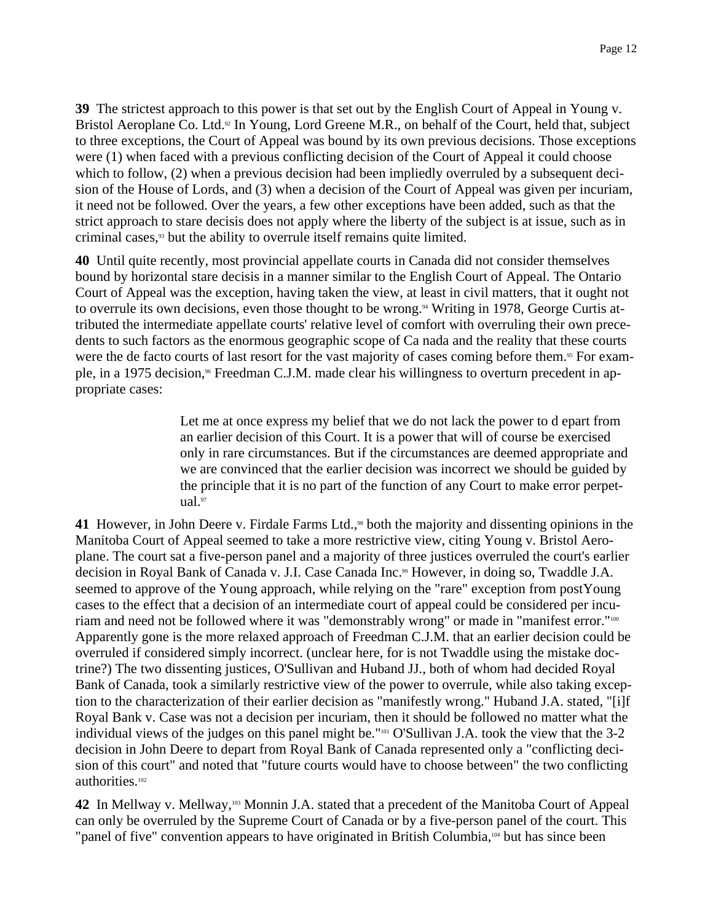**39** The strictest approach to this power is that set out by the English Court of Appeal in Young v. Bristol Aeroplane Co. Ltd.[92] In Young, Lord Greene M.R., on behalf of the Court, held that, subject to three exceptions, the Court of Appeal was bound by its own previous decisions. Those exceptions were (1) when faced with a previous conflicting decision of the Court of Appeal it could choose which to follow, (2) when a previous decision had been impliedly overruled by a subsequent decision of the House of Lords, and (3) when a decision of the Court of Appeal was given per incuriam, it need not be followed. Over the years, a few other exceptions have been added, such as that the strict approach to stare decisis does not apply where the liberty of the subject is at issue, such as in criminal cases,[93] but the ability to overrule itself remains quite limited.

**40** Until quite recently, most provincial appellate courts in Canada did not consider themselves bound by horizontal stare decisis in a manner similar to the English Court of Appeal. The Ontario Court of Appeal was the exception, having taken the view, at least in civil matters, that it ought not to overrule its own decisions, even those thought to be wrong.[94] Writing in 1978, George Curtis attributed the intermediate appellate courts' relative level of comfort with overruling their own precedents to such factors as the enormous geographic scope of Ca nada and the reality that these courts were the de facto courts of last resort for the vast majority of cases coming before them.[95] For example, in a 1975 decision,[96] Freedman C.J.M. made clear his willingness to overturn precedent in appropriate cases:

> Let me at once express my belief that we do not lack the power to d epart from an earlier decision of this Court. It is a power that will of course be exercised only in rare circumstances. But if the circumstances are deemed appropriate and we are convinced that the earlier decision was incorrect we should be guided by the principle that it is no part of the function of any Court to make error perpetual.[97]

**41** However, in John Deere v. Firdale Farms Ltd.,[98] both the majority and dissenting opinions in the Manitoba Court of Appeal seemed to take a more restrictive view, citing Young v. Bristol Aeroplane. The court sat a five-person panel and a majority of three justices overruled the court's earlier decision in Royal Bank of Canada v. J.I. Case Canada Inc.[99] However, in doing so, Twaddle J.A. seemed to approve of the Young approach, while relying on the "rare" exception from postYoung cases to the effect that a decision of an intermediate court of appeal could be considered per incuriam and need not be followed where it was "demonstrably wrong" or made in "manifest error."[100] Apparently gone is the more relaxed approach of Freedman C.J.M. that an earlier decision could be overruled if considered simply incorrect. (unclear here, for is not Twaddle using the mistake doctrine?) The two dissenting justices, O'Sullivan and Huband JJ., both of whom had decided Royal Bank of Canada, took a similarly restrictive view of the power to overrule, while also taking exception to the characterization of their earlier decision as "manifestly wrong." Huband J.A. stated, "[i]f Royal Bank v. Case was not a decision per incuriam, then it should be followed no matter what the individual views of the judges on this panel might be."[101] O'Sullivan J.A. took the view that the 3-2 decision in John Deere to depart from Royal Bank of Canada represented only a "conflicting decision of this court" and noted that "future courts would have to choose between" the two conflicting authorities.[102]

**42** In Mellway v. Mellway,[103] Monnin J.A. stated that a precedent of the Manitoba Court of Appeal can only be overruled by the Supreme Court of Canada or by a five-person panel of the court. This "panel of five" convention appears to have originated in British Columbia,[104] but has since been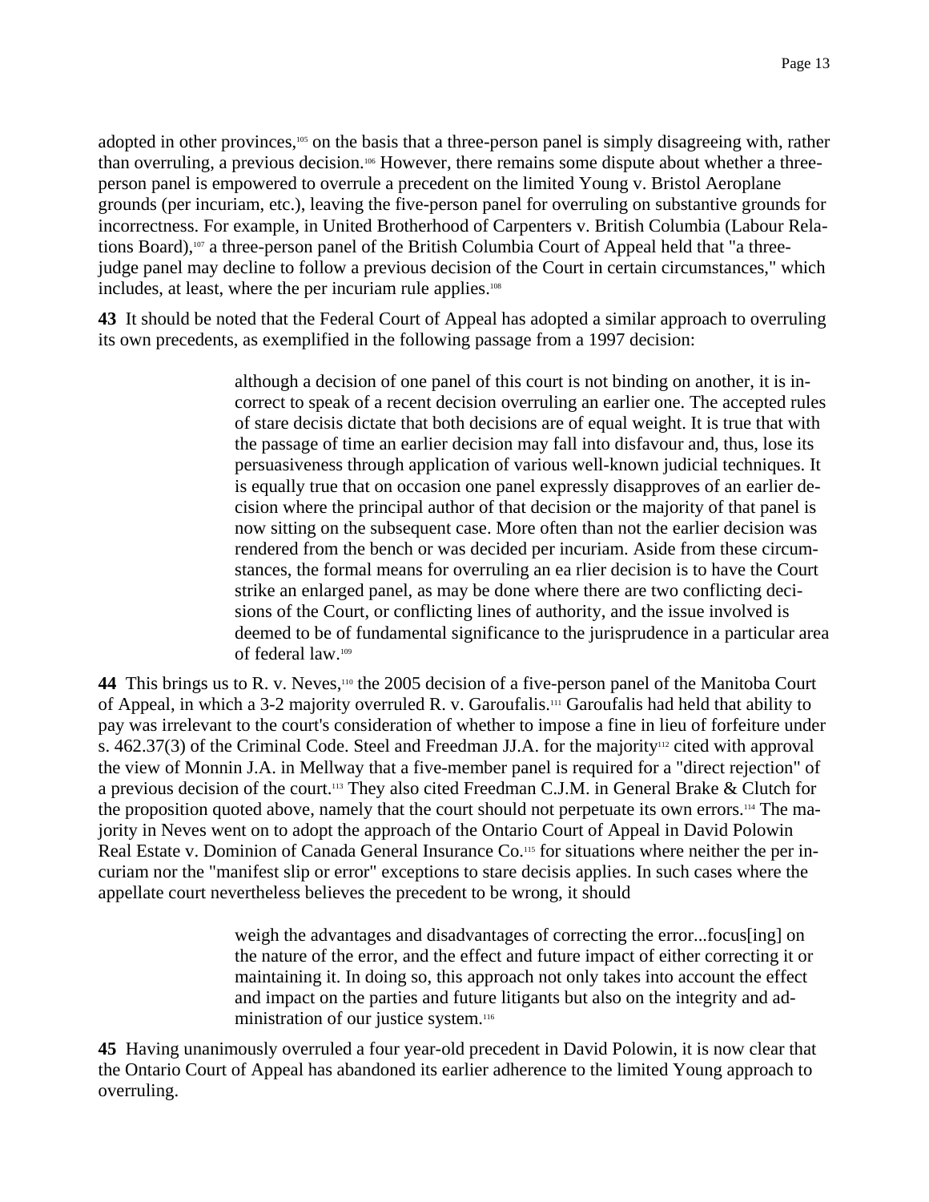adopted in other provinces,[105] on the basis that a three-person panel is simply disagreeing with, rather than overruling, a previous decision.[106] However, there remains some dispute about whether a three-person panel is empowered to overrule a precedent on the limited Young v. Bristol Aeroplane grounds (per incuriam, etc.), leaving the five-person panel for overruling on substantive grounds for incorrectness. For example, in United Brotherhood of Carpenters v. British Columbia (Labour Relations Board),[107] a three-person panel of the British Columbia Court of Appeal held that "a three-judge panel may decline to follow a previous decision of the Court in certain circumstances," which includes, at least, where the per incuriam rule applies.[108]

**43** It should be noted that the Federal Court of Appeal has adopted a similar approach to overruling its own precedents, as exemplified in the following passage from a 1997 decision:

> although a decision of one panel of this court is not binding on another, it is incorrect to speak of a recent decision overruling an earlier one. The accepted rules of stare decisis dictate that both decisions are of equal weight. It is true that with the passage of time an earlier decision may fall into disfavour and, thus, lose its persuasiveness through application of various well-known judicial techniques. It is equally true that on occasion one panel expressly disapproves of an earlier decision where the principal author of that decision or the majority of that panel is now sitting on the subsequent case. More often than not the earlier decision was rendered from the bench or was decided per incuriam. Aside from these circumstances, the formal means for overruling an ea rlier decision is to have the Court strike an enlarged panel, as may be done where there are two conflicting decisions of the Court, or conflicting lines of authority, and the issue involved is deemed to be of fundamental significance to the jurisprudence in a particular area of federal law.[109]

**44** This brings us to R. v. Neves,[110] the 2005 decision of a five-person panel of the Manitoba Court of Appeal, in which a 3-2 majority overruled R. v. Garoufalis.[111] Garoufalis had held that ability to pay was irrelevant to the court's consideration of whether to impose a fine in lieu of forfeiture under s. 462.37(3) of the Criminal Code. Steel and Freedman JJ.A. for the majority[112] cited with approval the view of Monnin J.A. in Mellway that a five-member panel is required for a "direct rejection" of a previous decision of the court.[113] They also cited Freedman C.J.M. in General Brake & Clutch for the proposition quoted above, namely that the court should not perpetuate its own errors.[114] The majority in Neves went on to adopt the approach of the Ontario Court of Appeal in David Polowin Real Estate v. Dominion of Canada General Insurance Co.[115] for situations where neither the per incuriam nor the "manifest slip or error" exceptions to stare decisis applies. In such cases where the appellate court nevertheless believes the precedent to be wrong, it should

> weigh the advantages and disadvantages of correcting the error...focus[ing] on the nature of the error, and the effect and future impact of either correcting it or maintaining it. In doing so, this approach not only takes into account the effect and impact on the parties and future litigants but also on the integrity and administration of our justice system.[116]

**45** Having unanimously overruled a four year-old precedent in David Polowin, it is now clear that the Ontario Court of Appeal has abandoned its earlier adherence to the limited Young approach to overruling.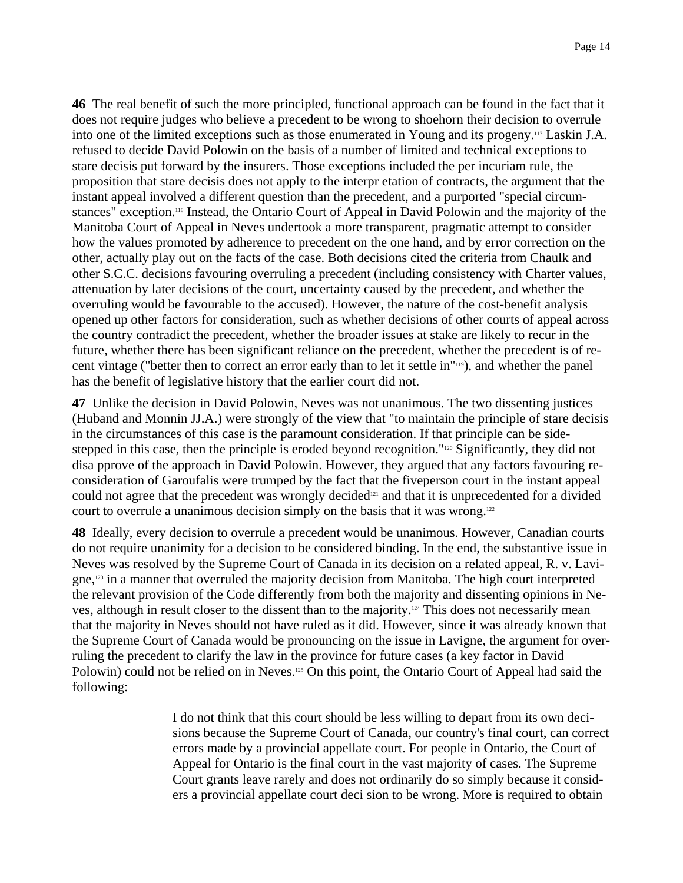**46** The real benefit of such the more principled, functional approach can be found in the fact that it does not require judges who believe a precedent to be wrong to shoehorn their decision to overrule into one of the limited exceptions such as those enumerated in Young and its progeny.[117] Laskin J.A. refused to decide David Polowin on the basis of a number of limited and technical exceptions to stare decisis put forward by the insurers. Those exceptions included the per incuriam rule, the proposition that stare decisis does not apply to the interpr etation of contracts, the argument that the instant appeal involved a different question than the precedent, and a purported "special circumstances" exception.[118] Instead, the Ontario Court of Appeal in David Polowin and the majority of the Manitoba Court of Appeal in Neves undertook a more transparent, pragmatic attempt to consider how the values promoted by adherence to precedent on the one hand, and by error correction on the other, actually play out on the facts of the case. Both decisions cited the criteria from Chaulk and other S.C.C. decisions favouring overruling a precedent (including consistency with Charter values, attenuation by later decisions of the court, uncertainty caused by the precedent, and whether the overruling would be favourable to the accused). However, the nature of the cost-benefit analysis opened up other factors for consideration, such as whether decisions of other courts of appeal across the country contradict the precedent, whether the broader issues at stake are likely to recur in the future, whether there has been significant reliance on the precedent, whether the precedent is of recent vintage ("better then to correct an error early than to let it settle in"[119]), and whether the panel has the benefit of legislative history that the earlier court did not.

**47** Unlike the decision in David Polowin, Neves was not unanimous. The two dissenting justices (Huband and Monnin JJ.A.) were strongly of the view that "to maintain the principle of stare decisis in the circumstances of this case is the paramount consideration. If that principle can be sidestepped in this case, then the principle is eroded beyond recognition."[120] Significantly, they did not disa pprove of the approach in David Polowin. However, they argued that any factors favouring reconsideration of Garoufalis were trumped by the fact that the fiveperson court in the instant appeal could not agree that the precedent was wrongly decided[121] and that it is unprecedented for a divided court to overrule a unanimous decision simply on the basis that it was wrong.[122]

**48** Ideally, every decision to overrule a precedent would be unanimous. However, Canadian courts do not require unanimity for a decision to be considered binding. In the end, the substantive issue in Neves was resolved by the Supreme Court of Canada in its decision on a related appeal, R. v. Lavigne,[123] in a manner that overruled the majority decision from Manitoba. The high court interpreted the relevant provision of the Code differently from both the majority and dissenting opinions in Neves, although in result closer to the dissent than to the majority.[124] This does not necessarily mean that the majority in Neves should not have ruled as it did. However, since it was already known that the Supreme Court of Canada would be pronouncing on the issue in Lavigne, the argument for overruling the precedent to clarify the law in the province for future cases (a key factor in David Polowin) could not be relied on in Neves.[125] On this point, the Ontario Court of Appeal had said the following:

> I do not think that this court should be less willing to depart from its own decisions because the Supreme Court of Canada, our country's final court, can correct errors made by a provincial appellate court. For people in Ontario, the Court of Appeal for Ontario is the final court in the vast majority of cases. The Supreme Court grants leave rarely and does not ordinarily do so simply because it considers a provincial appellate court deci sion to be wrong. More is required to obtain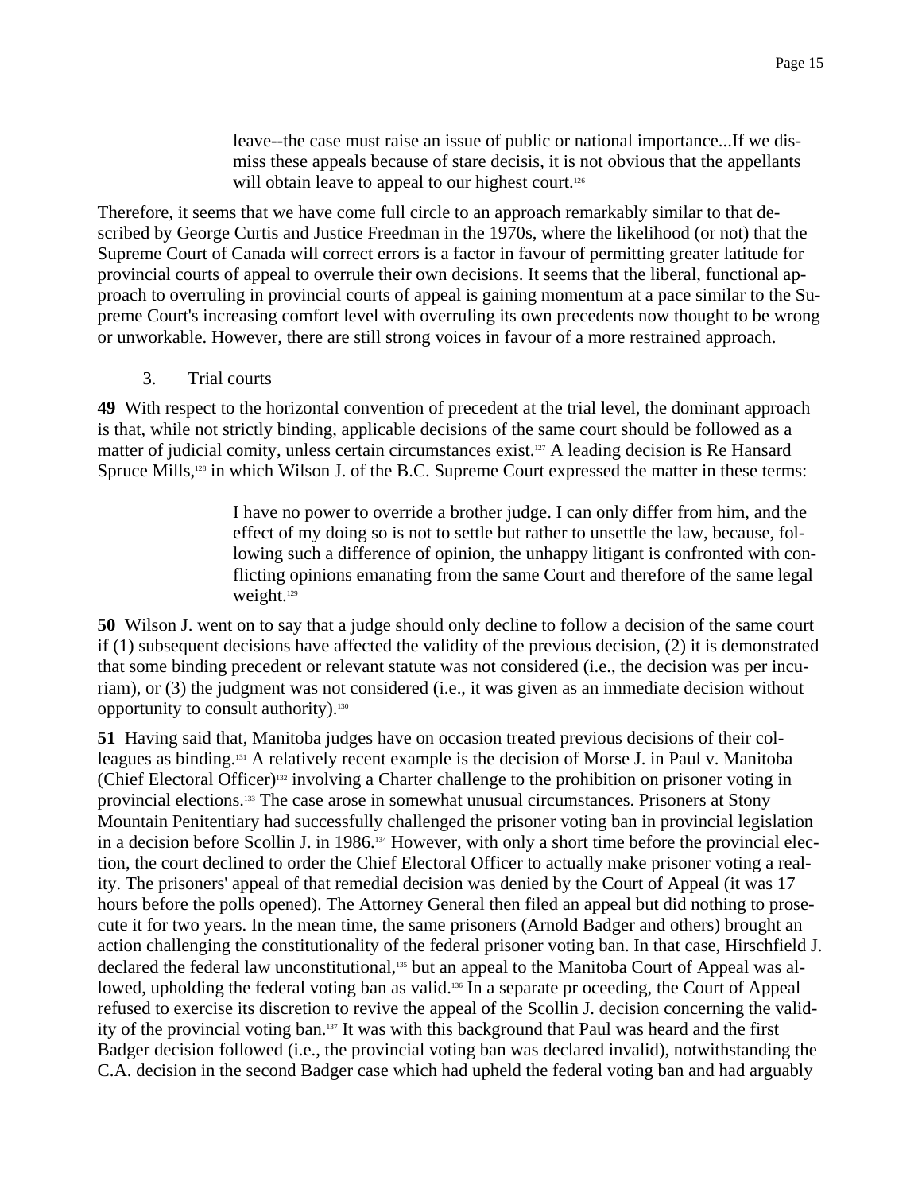> leave--the case must raise an issue of public or national importance...If we dismiss these appeals because of stare decisis, it is not obvious that the appellants will obtain leave to appeal to our highest court.[126]

Therefore, it seems that we have come full circle to an approach remarkably similar to that described by George Curtis and Justice Freedman in the 1970s, where the likelihood (or not) that the Supreme Court of Canada will correct errors is a factor in favour of permitting greater latitude for provincial courts of appeal to overrule their own decisions. It seems that the liberal, functional approach to overruling in provincial courts of appeal is gaining momentum at a pace similar to the Supreme Court's increasing comfort level with overruling its own precedents now thought to be wrong or unworkable. However, there are still strong voices in favour of a more restrained approach.

3. Trial courts

**49** With respect to the horizontal convention of precedent at the trial level, the dominant approach is that, while not strictly binding, applicable decisions of the same court should be followed as a matter of judicial comity, unless certain circumstances exist.[127] A leading decision is Re Hansard Spruce Mills,[128] in which Wilson J. of the B.C. Supreme Court expressed the matter in these terms:

> I have no power to override a brother judge. I can only differ from him, and the effect of my doing so is not to settle but rather to unsettle the law, because, following such a difference of opinion, the unhappy litigant is confronted with conflicting opinions emanating from the same Court and therefore of the same legal weight.[129]

**50** Wilson J. went on to say that a judge should only decline to follow a decision of the same court if (1) subsequent decisions have affected the validity of the previous decision, (2) it is demonstrated that some binding precedent or relevant statute was not considered (i.e., the decision was per incuriam), or (3) the judgment was not considered (i.e., it was given as an immediate decision without opportunity to consult authority).[130]

**51** Having said that, Manitoba judges have on occasion treated previous decisions of their colleagues as binding.[131] A relatively recent example is the decision of Morse J. in Paul v. Manitoba (Chief Electoral Officer)[132] involving a Charter challenge to the prohibition on prisoner voting in provincial elections.[133] The case arose in somewhat unusual circumstances. Prisoners at Stony Mountain Penitentiary had successfully challenged the prisoner voting ban in provincial legislation in a decision before Scollin J. in 1986.[134] However, with only a short time before the provincial election, the court declined to order the Chief Electoral Officer to actually make prisoner voting a reality. The prisoners' appeal of that remedial decision was denied by the Court of Appeal (it was 17 hours before the polls opened). The Attorney General then filed an appeal but did nothing to prosecute it for two years. In the mean time, the same prisoners (Arnold Badger and others) brought an action challenging the constitutionality of the federal prisoner voting ban. In that case, Hirschfield J. declared the federal law unconstitutional,[135] but an appeal to the Manitoba Court of Appeal was allowed, upholding the federal voting ban as valid.[136] In a separate pr oceeding, the Court of Appeal refused to exercise its discretion to revive the appeal of the Scollin J. decision concerning the validity of the provincial voting ban.[137] It was with this background that Paul was heard and the first Badger decision followed (i.e., the provincial voting ban was declared invalid), notwithstanding the C.A. decision in the second Badger case which had upheld the federal voting ban and had arguably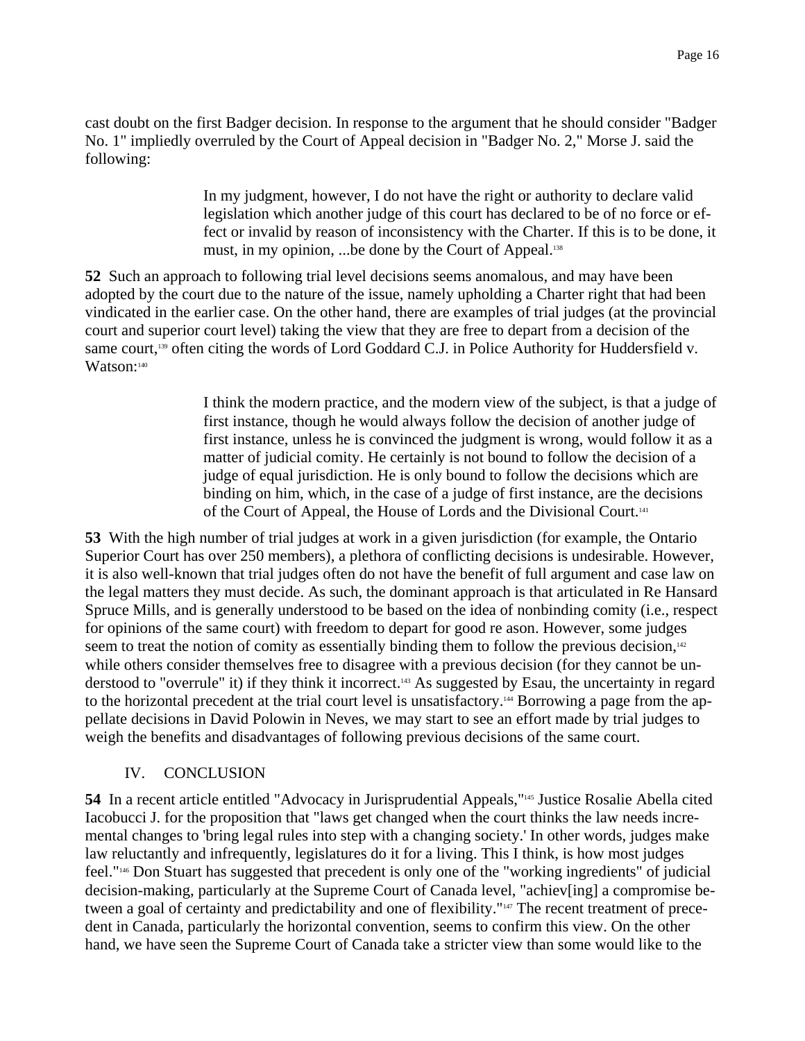cast doubt on the first Badger decision. In response to the argument that he should consider "Badger No. 1" impliedly overruled by the Court of Appeal decision in "Badger No. 2," Morse J. said the following:

> In my judgment, however, I do not have the right or authority to declare valid legislation which another judge of this court has declared to be of no force or effect or invalid by reason of inconsistency with the Charter. If this is to be done, it must, in my opinion, ...be done by the Court of Appeal.[138]

**52** Such an approach to following trial level decisions seems anomalous, and may have been adopted by the court due to the nature of the issue, namely upholding a Charter right that had been vindicated in the earlier case. On the other hand, there are examples of trial judges (at the provincial court and superior court level) taking the view that they are free to depart from a decision of the same court,[139] often citing the words of Lord Goddard C.J. in Police Authority for Huddersfield v. Watson:[140]

> I think the modern practice, and the modern view of the subject, is that a judge of first instance, though he would always follow the decision of another judge of first instance, unless he is convinced the judgment is wrong, would follow it as a matter of judicial comity. He certainly is not bound to follow the decision of a judge of equal jurisdiction. He is only bound to follow the decisions which are binding on him, which, in the case of a judge of first instance, are the decisions of the Court of Appeal, the House of Lords and the Divisional Court.[141]

**53** With the high number of trial judges at work in a given jurisdiction (for example, the Ontario Superior Court has over 250 members), a plethora of conflicting decisions is undesirable. However, it is also well-known that trial judges often do not have the benefit of full argument and case law on the legal matters they must decide. As such, the dominant approach is that articulated in Re Hansard Spruce Mills, and is generally understood to be based on the idea of nonbinding comity (i.e., respect for opinions of the same court) with freedom to depart for good re ason. However, some judges seem to treat the notion of comity as essentially binding them to follow the previous decision,[142] while others consider themselves free to disagree with a previous decision (for they cannot be understood to "overrule" it) if they think it incorrect.[143] As suggested by Esau, the uncertainty in regard to the horizontal precedent at the trial court level is unsatisfactory.[144] Borrowing a page from the appellate decisions in David Polowin in Neves, we may start to see an effort made by trial judges to weigh the benefits and disadvantages of following previous decisions of the same court.

## IV. CONCLUSION

**54** In a recent article entitled "Advocacy in Jurisprudential Appeals,"[145] Justice Rosalie Abella cited Iacobucci J. for the proposition that "laws get changed when the court thinks the law needs incremental changes to 'bring legal rules into step with a changing society.' In other words, judges make law reluctantly and infrequently, legislatures do it for a living. This I think, is how most judges feel."[146] Don Stuart has suggested that precedent is only one of the "working ingredients" of judicial decision-making, particularly at the Supreme Court of Canada level, "achiev[ing] a compromise between a goal of certainty and predictability and one of flexibility."[147] The recent treatment of precedent in Canada, particularly the horizontal convention, seems to confirm this view. On the other hand, we have seen the Supreme Court of Canada take a stricter view than some would like to the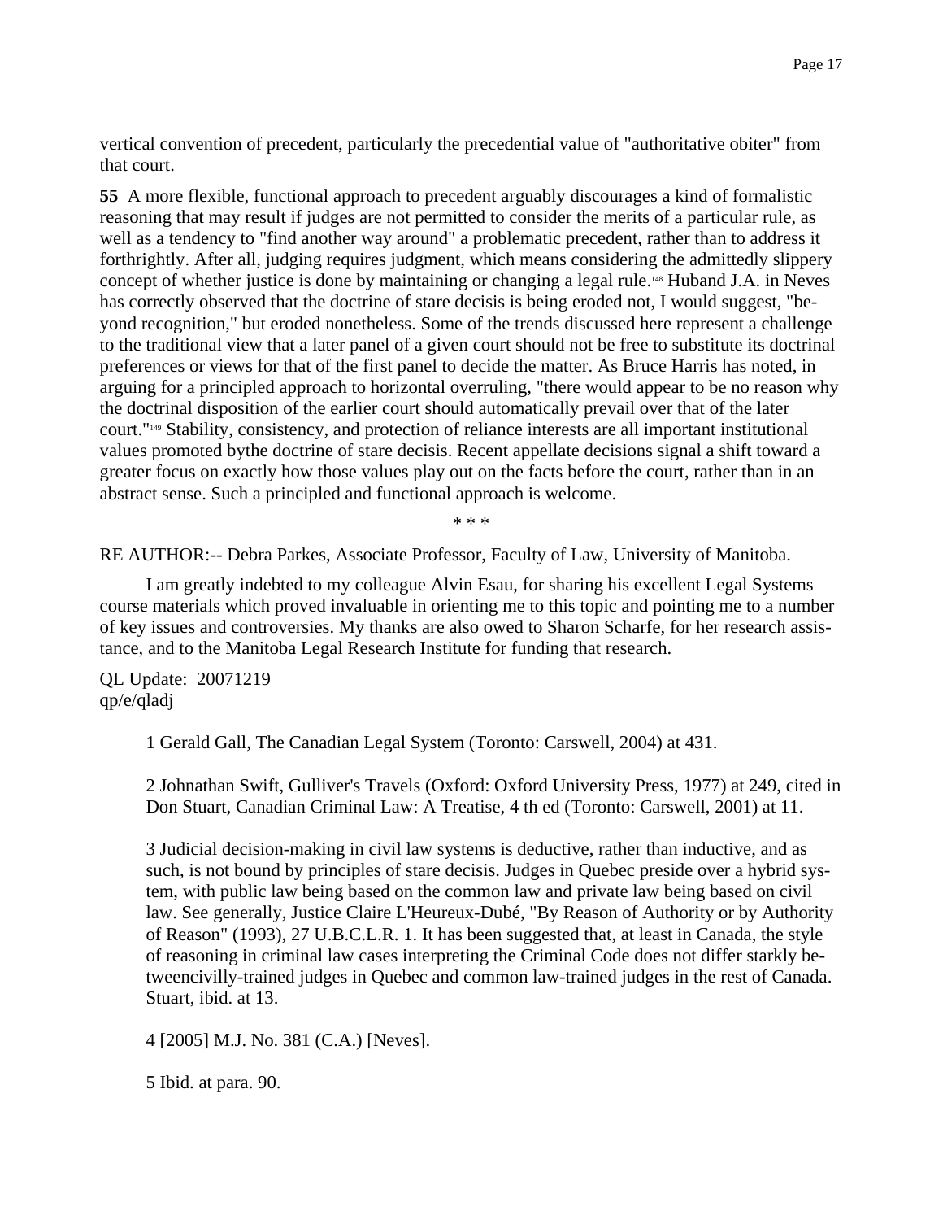vertical convention of precedent, particularly the precedential value of "authoritative obiter" from that court.

**55** A more flexible, functional approach to precedent arguably discourages a kind of formalistic reasoning that may result if judges are not permitted to consider the merits of a particular rule, as well as a tendency to "find another way around" a problematic precedent, rather than to address it forthrightly. After all, judging requires judgment, which means considering the admittedly slippery concept of whether justice is done by maintaining or changing a legal rule.[148] Huband J.A. in Neves has correctly observed that the doctrine of stare decisis is being eroded not, I would suggest, "beyond recognition," but eroded nonetheless. Some of the trends discussed here represent a challenge to the traditional view that a later panel of a given court should not be free to substitute its doctrinal preferences or views for that of the first panel to decide the matter. As Bruce Harris has noted, in arguing for a principled approach to horizontal overruling, "there would appear to be no reason why the doctrinal disposition of the earlier court should automatically prevail over that of the later court."[149] Stability, consistency, and protection of reliance interests are all important institutional values promoted bythe doctrine of stare decisis. Recent appellate decisions signal a shift toward a greater focus on exactly how those values play out on the facts before the court, rather than in an abstract sense. Such a principled and functional approach is welcome.

\* \* \*

RE AUTHOR:-- Debra Parkes, Associate Professor, Faculty of Law, University of Manitoba.

I am greatly indebted to my colleague Alvin Esau, for sharing his excellent Legal Systems course materials which proved invaluable in orienting me to this topic and pointing me to a number of key issues and controversies. My thanks are also owed to Sharon Scharfe, for her research assistance, and to the Manitoba Legal Research Institute for funding that research.

QL Update: 20071219
qp/e/qladj

1 Gerald Gall, The Canadian Legal System (Toronto: Carswell, 2004) at 431.

2 Johnathan Swift, Gulliver's Travels (Oxford: Oxford University Press, 1977) at 249, cited in Don Stuart, Canadian Criminal Law: A Treatise, 4 th ed (Toronto: Carswell, 2001) at 11.

3 Judicial decision-making in civil law systems is deductive, rather than inductive, and as such, is not bound by principles of stare decisis. Judges in Quebec preside over a hybrid system, with public law being based on the common law and private law being based on civil law. See generally, Justice Claire L'Heureux-Dubé, "By Reason of Authority or by Authority of Reason" (1993), 27 U.B.C.L.R. 1. It has been suggested that, at least in Canada, the style of reasoning in criminal law cases interpreting the Criminal Code does not differ starkly betweencivilly-trained judges in Quebec and common law-trained judges in the rest of Canada. Stuart, ibid. at 13.

4 [2005] M.J. No. 381 (C.A.) [Neves].

5 Ibid. at para. 90.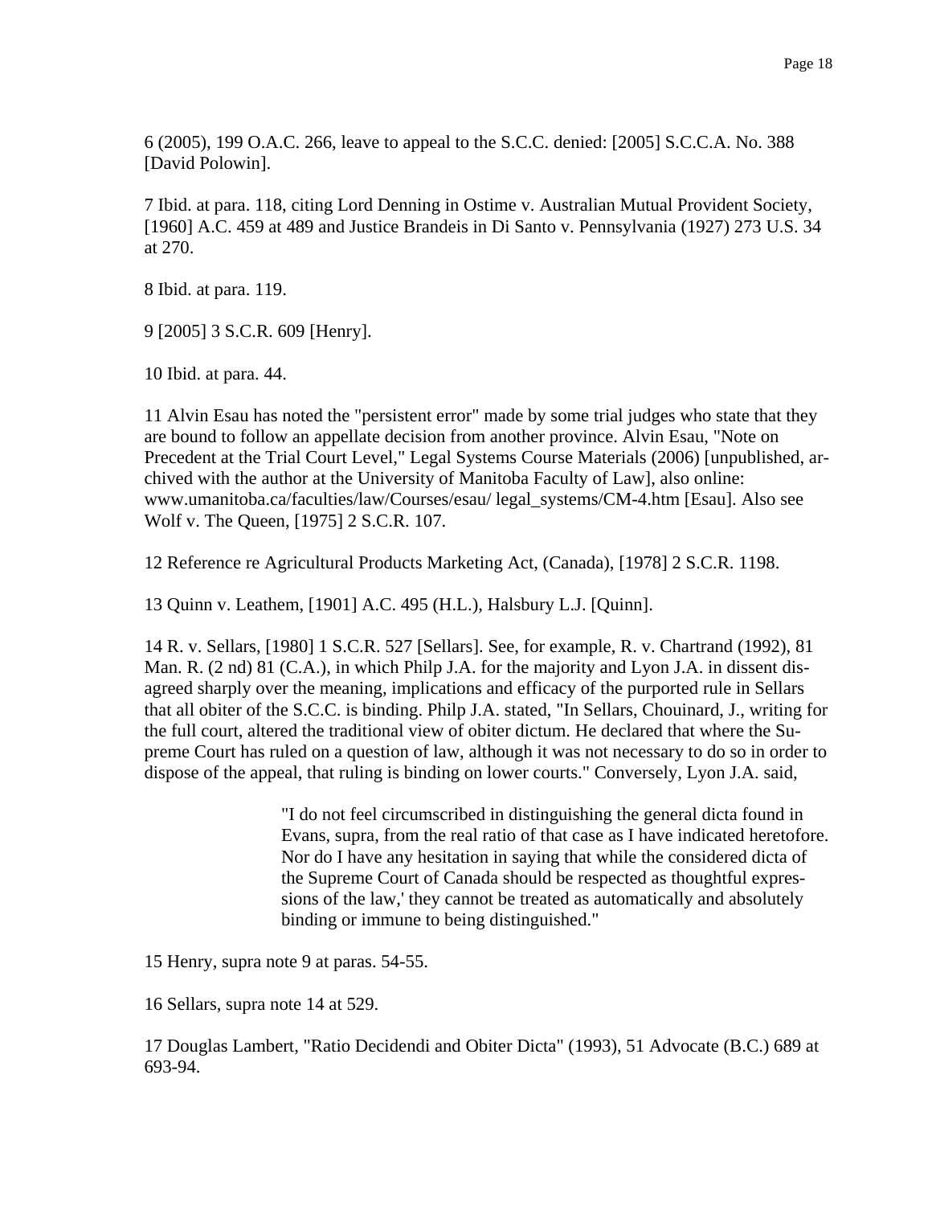6 (2005), 199 O.A.C. 266, leave to appeal to the S.C.C. denied: [2005] S.C.C.A. No. 388 [David Polowin].

7 Ibid. at para. 118, citing Lord Denning in Ostime v. Australian Mutual Provident Society, [1960] A.C. 459 at 489 and Justice Brandeis in Di Santo v. Pennsylvania (1927) 273 U.S. 34 at 270.

8 Ibid. at para. 119.

9 [2005] 3 S.C.R. 609 [Henry].

10 Ibid. at para. 44.

11 Alvin Esau has noted the "persistent error" made by some trial judges who state that they are bound to follow an appellate decision from another province. Alvin Esau, "Note on Precedent at the Trial Court Level," Legal Systems Course Materials (2006) [unpublished, archived with the author at the University of Manitoba Faculty of Law], also online: www.umanitoba.ca/faculties/law/Courses/esau/ legal_systems/CM-4.htm [Esau]. Also see Wolf v. The Queen, [1975] 2 S.C.R. 107.

12 Reference re Agricultural Products Marketing Act, (Canada), [1978] 2 S.C.R. 1198.

13 Quinn v. Leathem, [1901] A.C. 495 (H.L.), Halsbury L.J. [Quinn].

14 R. v. Sellars, [1980] 1 S.C.R. 527 [Sellars]. See, for example, R. v. Chartrand (1992), 81 Man. R. (2 nd) 81 (C.A.), in which Philp J.A. for the majority and Lyon J.A. in dissent disagreed sharply over the meaning, implications and efficacy of the purported rule in Sellars that all obiter of the S.C.C. is binding. Philp J.A. stated, "In Sellars, Chouinard, J., writing for the full court, altered the traditional view of obiter dictum. He declared that where the Supreme Court has ruled on a question of law, although it was not necessary to do so in order to dispose of the appeal, that ruling is binding on lower courts." Conversely, Lyon J.A. said,

> "I do not feel circumscribed in distinguishing the general dicta found in Evans, supra, from the real ratio of that case as I have indicated heretofore. Nor do I have any hesitation in saying that while the considered dicta of the Supreme Court of Canada should be respected as thoughtful expressions of the law,' they cannot be treated as automatically and absolutely binding or immune to being distinguished."

15 Henry, supra note 9 at paras. 54-55.

16 Sellars, supra note 14 at 529.

17 Douglas Lambert, "Ratio Decidendi and Obiter Dicta" (1993), 51 Advocate (B.C.) 689 at 693-94.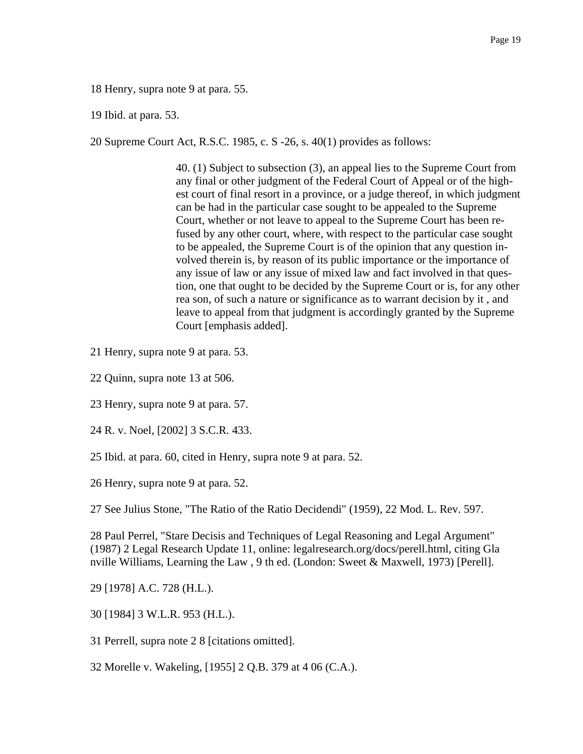18 Henry, supra note 9 at para. 55.

19 Ibid. at para. 53.

20 Supreme Court Act, R.S.C. 1985, c. S -26, s. 40(1) provides as follows:

> 40. (1) Subject to subsection (3), an appeal lies to the Supreme Court from any final or other judgment of the Federal Court of Appeal or of the highest court of final resort in a province, or a judge thereof, in which judgment can be had in the particular case sought to be appealed to the Supreme Court, whether or not leave to appeal to the Supreme Court has been refused by any other court, where, with respect to the particular case sought to be appealed, the Supreme Court is of the opinion that any question involved therein is, by reason of its public importance or the importance of any issue of law or any issue of mixed law and fact involved in that question, one that ought to be decided by the Supreme Court or is, for any other rea son, of such a nature or significance as to warrant decision by it , and leave to appeal from that judgment is accordingly granted by the Supreme Court [emphasis added].

21 Henry, supra note 9 at para. 53.

22 Quinn, supra note 13 at 506.

23 Henry, supra note 9 at para. 57.

24 R. v. Noel, [2002] 3 S.C.R. 433.

25 Ibid. at para. 60, cited in Henry, supra note 9 at para. 52.

26 Henry, supra note 9 at para. 52.

27 See Julius Stone, "The Ratio of the Ratio Decidendi" (1959), 22 Mod. L. Rev. 597.

28 Paul Perrel, "Stare Decisis and Techniques of Legal Reasoning and Legal Argument" (1987) 2 Legal Research Update 11, online: legalresearch.org/docs/perell.html, citing Gla nville Williams, Learning the Law , 9 th ed. (London: Sweet & Maxwell, 1973) [Perell].

29 [1978] A.C. 728 (H.L.).

30 [1984] 3 W.L.R. 953 (H.L.).

31 Perrell, supra note 2 8 [citations omitted].

32 Morelle v. Wakeling, [1955] 2 Q.B. 379 at 4 06 (C.A.).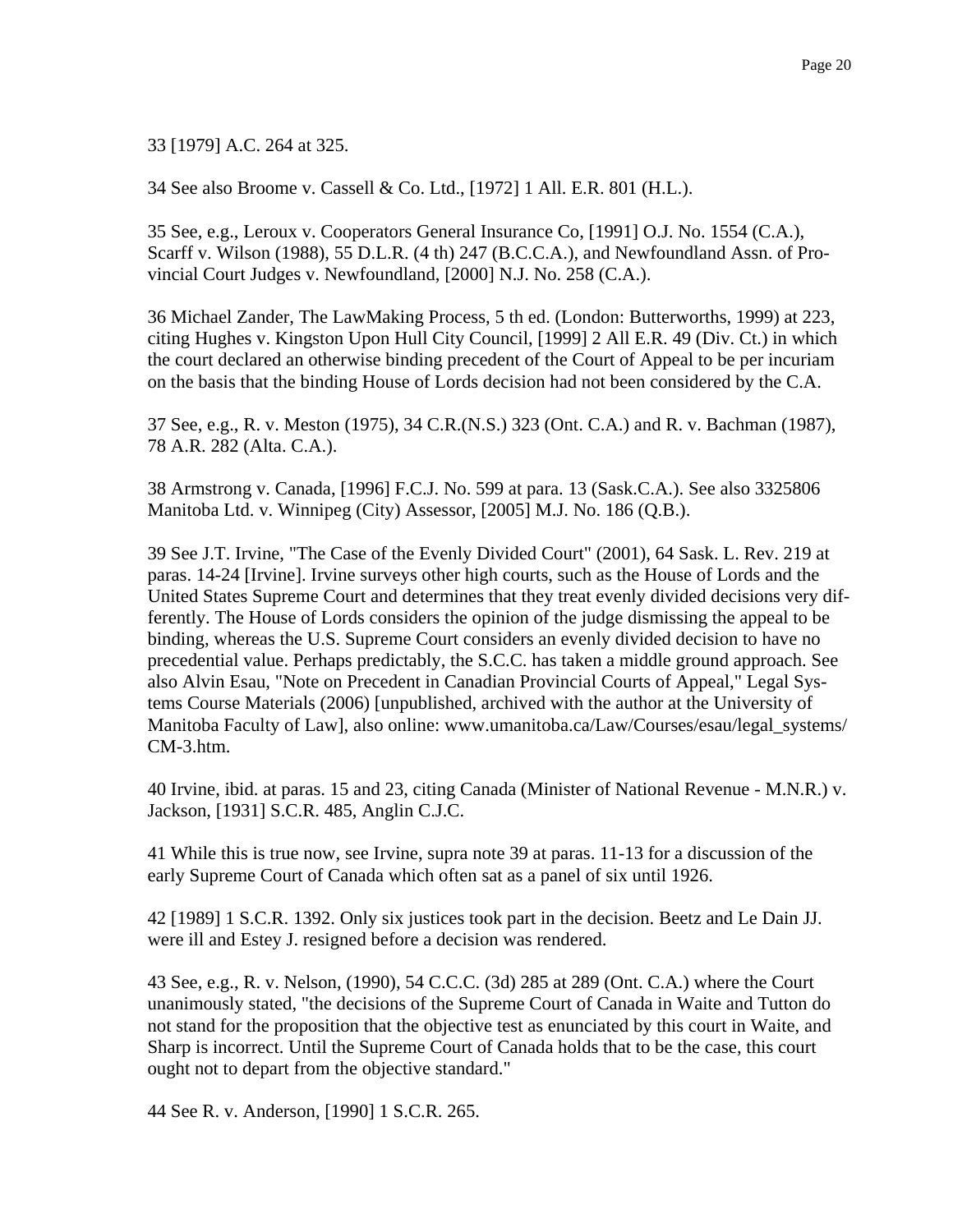33 [1979] A.C. 264 at 325.

34 See also Broome v. Cassell & Co. Ltd., [1972] 1 All. E.R. 801 (H.L.).

35 See, e.g., Leroux v. Cooperators General Insurance Co, [1991] O.J. No. 1554 (C.A.), Scarff v. Wilson (1988), 55 D.L.R. (4 th) 247 (B.C.C.A.), and Newfoundland Assn. of Provincial Court Judges v. Newfoundland, [2000] N.J. No. 258 (C.A.).

36 Michael Zander, The LawMaking Process, 5 th ed. (London: Butterworths, 1999) at 223, citing Hughes v. Kingston Upon Hull City Council, [1999] 2 All E.R. 49 (Div. Ct.) in which the court declared an otherwise binding precedent of the Court of Appeal to be per incuriam on the basis that the binding House of Lords decision had not been considered by the C.A.

37 See, e.g., R. v. Meston (1975), 34 C.R.(N.S.) 323 (Ont. C.A.) and R. v. Bachman (1987), 78 A.R. 282 (Alta. C.A.).

38 Armstrong v. Canada, [1996] F.C.J. No. 599 at para. 13 (Sask.C.A.). See also 3325806 Manitoba Ltd. v. Winnipeg (City) Assessor, [2005] M.J. No. 186 (Q.B.).

39 See J.T. Irvine, "The Case of the Evenly Divided Court" (2001), 64 Sask. L. Rev. 219 at paras. 14-24 [Irvine]. Irvine surveys other high courts, such as the House of Lords and the United States Supreme Court and determines that they treat evenly divided decisions very differently. The House of Lords considers the opinion of the judge dismissing the appeal to be binding, whereas the U.S. Supreme Court considers an evenly divided decision to have no precedential value. Perhaps predictably, the S.C.C. has taken a middle ground approach. See also Alvin Esau, "Note on Precedent in Canadian Provincial Courts of Appeal," Legal Systems Course Materials (2006) [unpublished, archived with the author at the University of Manitoba Faculty of Law], also online: www.umanitoba.ca/Law/Courses/esau/legal_systems/CM-3.htm.

40 Irvine, ibid. at paras. 15 and 23, citing Canada (Minister of National Revenue - M.N.R.) v. Jackson, [1931] S.C.R. 485, Anglin C.J.C.

41 While this is true now, see Irvine, supra note 39 at paras. 11-13 for a discussion of the early Supreme Court of Canada which often sat as a panel of six until 1926.

42 [1989] 1 S.C.R. 1392. Only six justices took part in the decision. Beetz and Le Dain JJ. were ill and Estey J. resigned before a decision was rendered.

43 See, e.g., R. v. Nelson, (1990), 54 C.C.C. (3d) 285 at 289 (Ont. C.A.) where the Court unanimously stated, "the decisions of the Supreme Court of Canada in Waite and Tutton do not stand for the proposition that the objective test as enunciated by this court in Waite, and Sharp is incorrect. Until the Supreme Court of Canada holds that to be the case, this court ought not to depart from the objective standard."

44 See R. v. Anderson, [1990] 1 S.C.R. 265.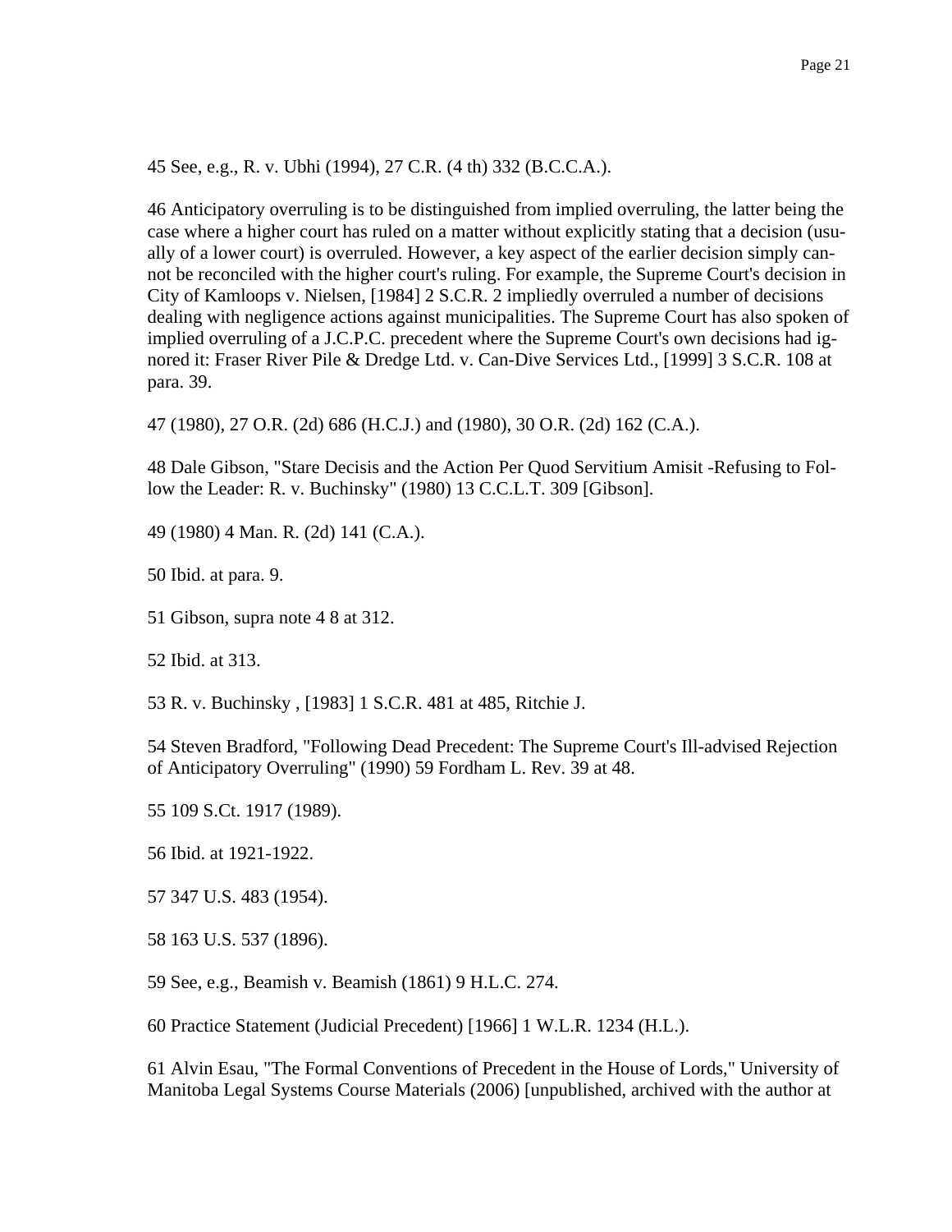45 See, e.g., R. v. Ubhi (1994), 27 C.R. (4 th) 332 (B.C.C.A.).

46 Anticipatory overruling is to be distinguished from implied overruling, the latter being the case where a higher court has ruled on a matter without explicitly stating that a decision (usually of a lower court) is overruled. However, a key aspect of the earlier decision simply cannot be reconciled with the higher court's ruling. For example, the Supreme Court's decision in City of Kamloops v. Nielsen, [1984] 2 S.C.R. 2 impliedly overruled a number of decisions dealing with negligence actions against municipalities. The Supreme Court has also spoken of implied overruling of a J.C.P.C. precedent where the Supreme Court's own decisions had ignored it: Fraser River Pile & Dredge Ltd. v. Can-Dive Services Ltd., [1999] 3 S.C.R. 108 at para. 39.

47 (1980), 27 O.R. (2d) 686 (H.C.J.) and (1980), 30 O.R. (2d) 162 (C.A.).

48 Dale Gibson, "Stare Decisis and the Action Per Quod Servitium Amisit -Refusing to Follow the Leader: R. v. Buchinsky" (1980) 13 C.C.L.T. 309 [Gibson].

49 (1980) 4 Man. R. (2d) 141 (C.A.).

50 Ibid. at para. 9.

51 Gibson, supra note 4 8 at 312.

52 Ibid. at 313.

53 R. v. Buchinsky , [1983] 1 S.C.R. 481 at 485, Ritchie J.

54 Steven Bradford, "Following Dead Precedent: The Supreme Court's Ill-advised Rejection of Anticipatory Overruling" (1990) 59 Fordham L. Rev. 39 at 48.

55 109 S.Ct. 1917 (1989).

56 Ibid. at 1921-1922.

57 347 U.S. 483 (1954).

58 163 U.S. 537 (1896).

59 See, e.g., Beamish v. Beamish (1861) 9 H.L.C. 274.

60 Practice Statement (Judicial Precedent) [1966] 1 W.L.R. 1234 (H.L.).

61 Alvin Esau, "The Formal Conventions of Precedent in the House of Lords," University of Manitoba Legal Systems Course Materials (2006) [unpublished, archived with the author at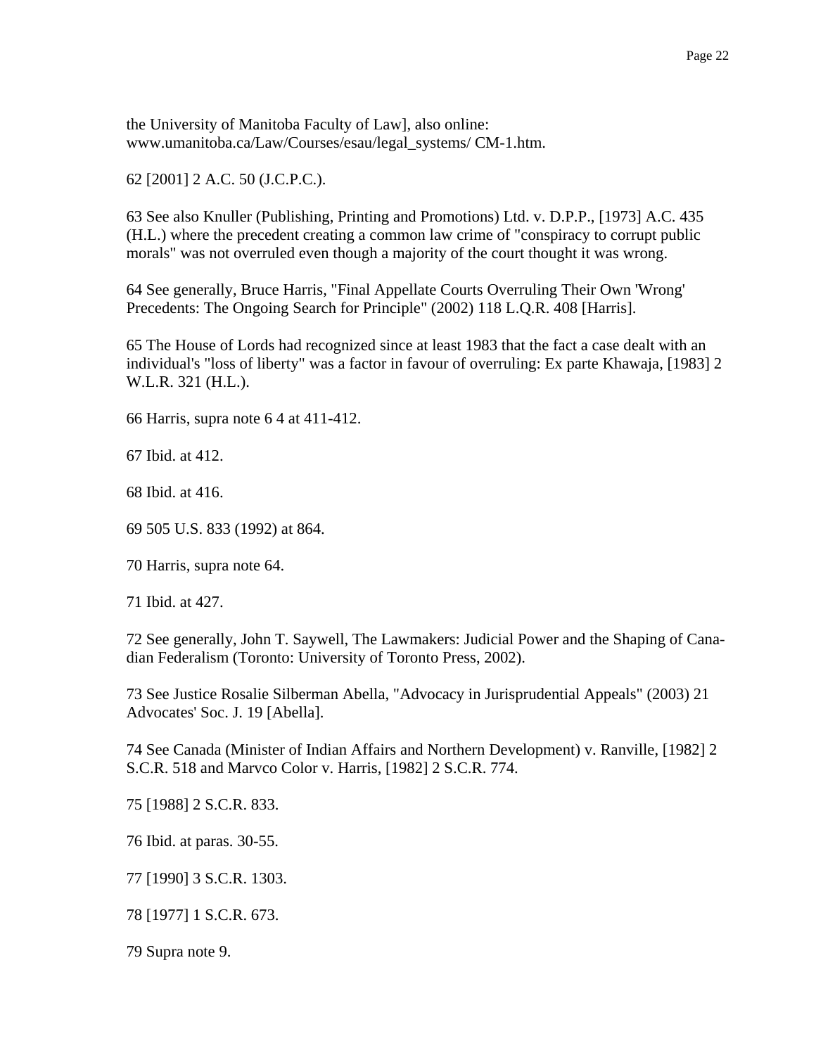the University of Manitoba Faculty of Law], also online: www.umanitoba.ca/Law/Courses/esau/legal_systems/ CM-1.htm.

62 [2001] 2 A.C. 50 (J.C.P.C.).

63 See also Knuller (Publishing, Printing and Promotions) Ltd. v. D.P.P., [1973] A.C. 435 (H.L.) where the precedent creating a common law crime of "conspiracy to corrupt public morals" was not overruled even though a majority of the court thought it was wrong.

64 See generally, Bruce Harris, "Final Appellate Courts Overruling Their Own 'Wrong' Precedents: The Ongoing Search for Principle" (2002) 118 L.Q.R. 408 [Harris].

65 The House of Lords had recognized since at least 1983 that the fact a case dealt with an individual's "loss of liberty" was a factor in favour of overruling: Ex parte Khawaja, [1983] 2 W.L.R. 321 (H.L.).

66 Harris, supra note 6 4 at 411-412.

67 Ibid. at 412.

68 Ibid. at 416.

69 505 U.S. 833 (1992) at 864.

70 Harris, supra note 64.

71 Ibid. at 427.

72 See generally, John T. Saywell, The Lawmakers: Judicial Power and the Shaping of Canadian Federalism (Toronto: University of Toronto Press, 2002).

73 See Justice Rosalie Silberman Abella, "Advocacy in Jurisprudential Appeals" (2003) 21 Advocates' Soc. J. 19 [Abella].

74 See Canada (Minister of Indian Affairs and Northern Development) v. Ranville, [1982] 2 S.C.R. 518 and Marvco Color v. Harris, [1982] 2 S.C.R. 774.

75 [1988] 2 S.C.R. 833.

76 Ibid. at paras. 30-55.

77 [1990] 3 S.C.R. 1303.

78 [1977] 1 S.C.R. 673.

79 Supra note 9.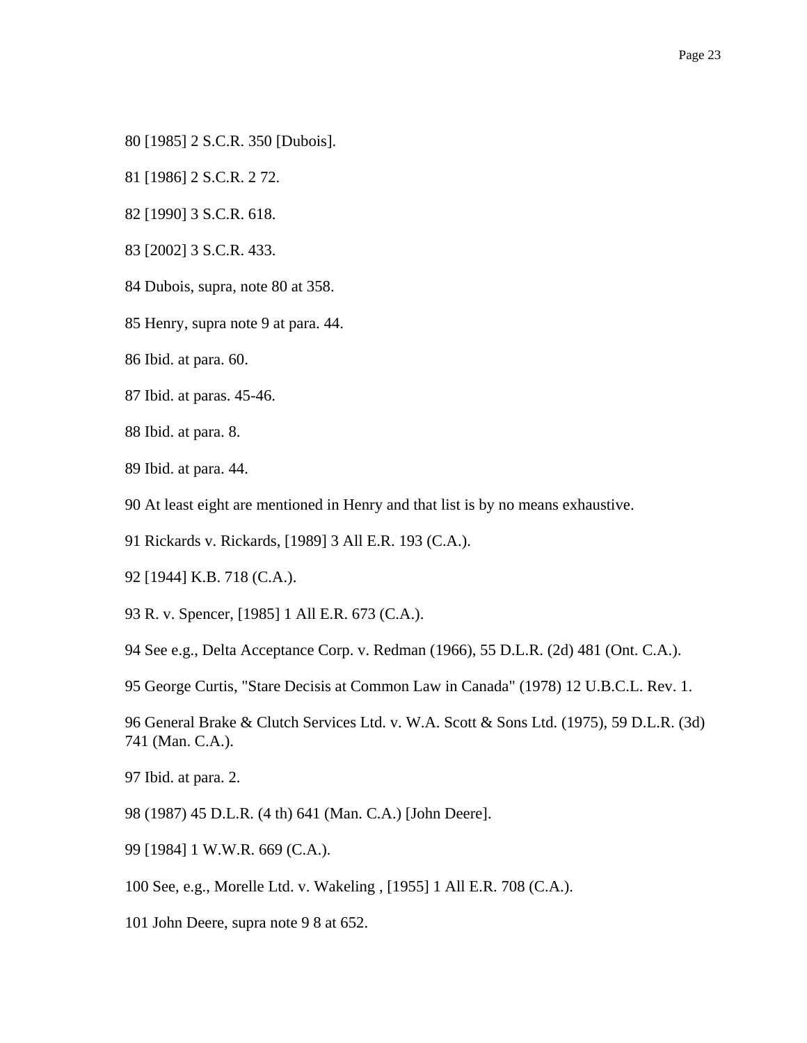80 [1985] 2 S.C.R. 350 [Dubois].

81 [1986] 2 S.C.R. 2 72.

82 [1990] 3 S.C.R. 618.

83 [2002] 3 S.C.R. 433.

84 Dubois, supra, note 80 at 358.

85 Henry, supra note 9 at para. 44.

86 Ibid. at para. 60.

87 Ibid. at paras. 45-46.

88 Ibid. at para. 8.

89 Ibid. at para. 44.

90 At least eight are mentioned in Henry and that list is by no means exhaustive.

91 Rickards v. Rickards, [1989] 3 All E.R. 193 (C.A.).

92 [1944] K.B. 718 (C.A.).

93 R. v. Spencer, [1985] 1 All E.R. 673 (C.A.).

94 See e.g., Delta Acceptance Corp. v. Redman (1966), 55 D.L.R. (2d) 481 (Ont. C.A.).

95 George Curtis, "Stare Decisis at Common Law in Canada" (1978) 12 U.B.C.L. Rev. 1.

96 General Brake & Clutch Services Ltd. v. W.A. Scott & Sons Ltd. (1975), 59 D.L.R. (3d) 741 (Man. C.A.).

97 Ibid. at para. 2.

98 (1987) 45 D.L.R. (4 th) 641 (Man. C.A.) [John Deere].

99 [1984] 1 W.W.R. 669 (C.A.).

100 See, e.g., Morelle Ltd. v. Wakeling , [1955] 1 All E.R. 708 (C.A.).

101 John Deere, supra note 9 8 at 652.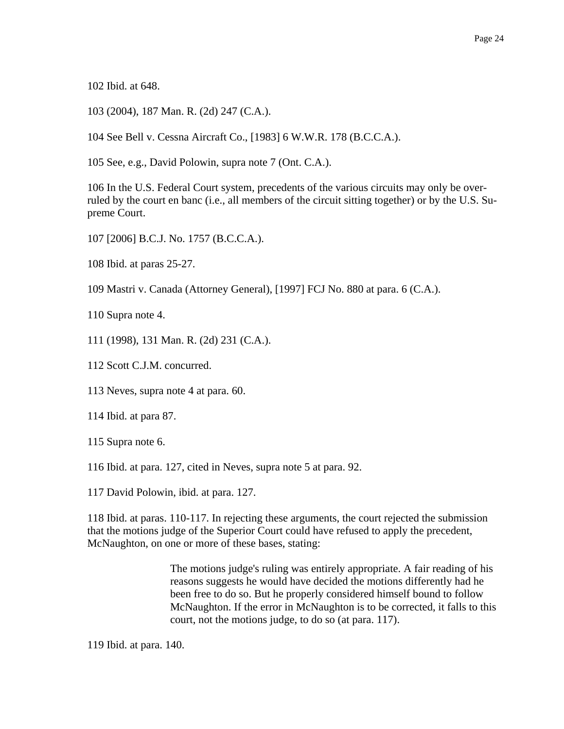102 Ibid. at 648.

103 (2004), 187 Man. R. (2d) 247 (C.A.).

104 See Bell v. Cessna Aircraft Co., [1983] 6 W.W.R. 178 (B.C.C.A.).

105 See, e.g., David Polowin, supra note 7 (Ont. C.A.).

106 In the U.S. Federal Court system, precedents of the various circuits may only be overruled by the court en banc (i.e., all members of the circuit sitting together) or by the U.S. Supreme Court.

107 [2006] B.C.J. No. 1757 (B.C.C.A.).

108 Ibid. at paras 25-27.

109 Mastri v. Canada (Attorney General), [1997] FCJ No. 880 at para. 6 (C.A.).

110 Supra note 4.

111 (1998), 131 Man. R. (2d) 231 (C.A.).

112 Scott C.J.M. concurred.

113 Neves, supra note 4 at para. 60.

114 Ibid. at para 87.

115 Supra note 6.

116 Ibid. at para. 127, cited in Neves, supra note 5 at para. 92.

117 David Polowin, ibid. at para. 127.

118 Ibid. at paras. 110-117. In rejecting these arguments, the court rejected the submission that the motions judge of the Superior Court could have refused to apply the precedent, McNaughton, on one or more of these bases, stating:

> The motions judge's ruling was entirely appropriate. A fair reading of his reasons suggests he would have decided the motions differently had he been free to do so. But he properly considered himself bound to follow McNaughton. If the error in McNaughton is to be corrected, it falls to this court, not the motions judge, to do so (at para. 117).

119 Ibid. at para. 140.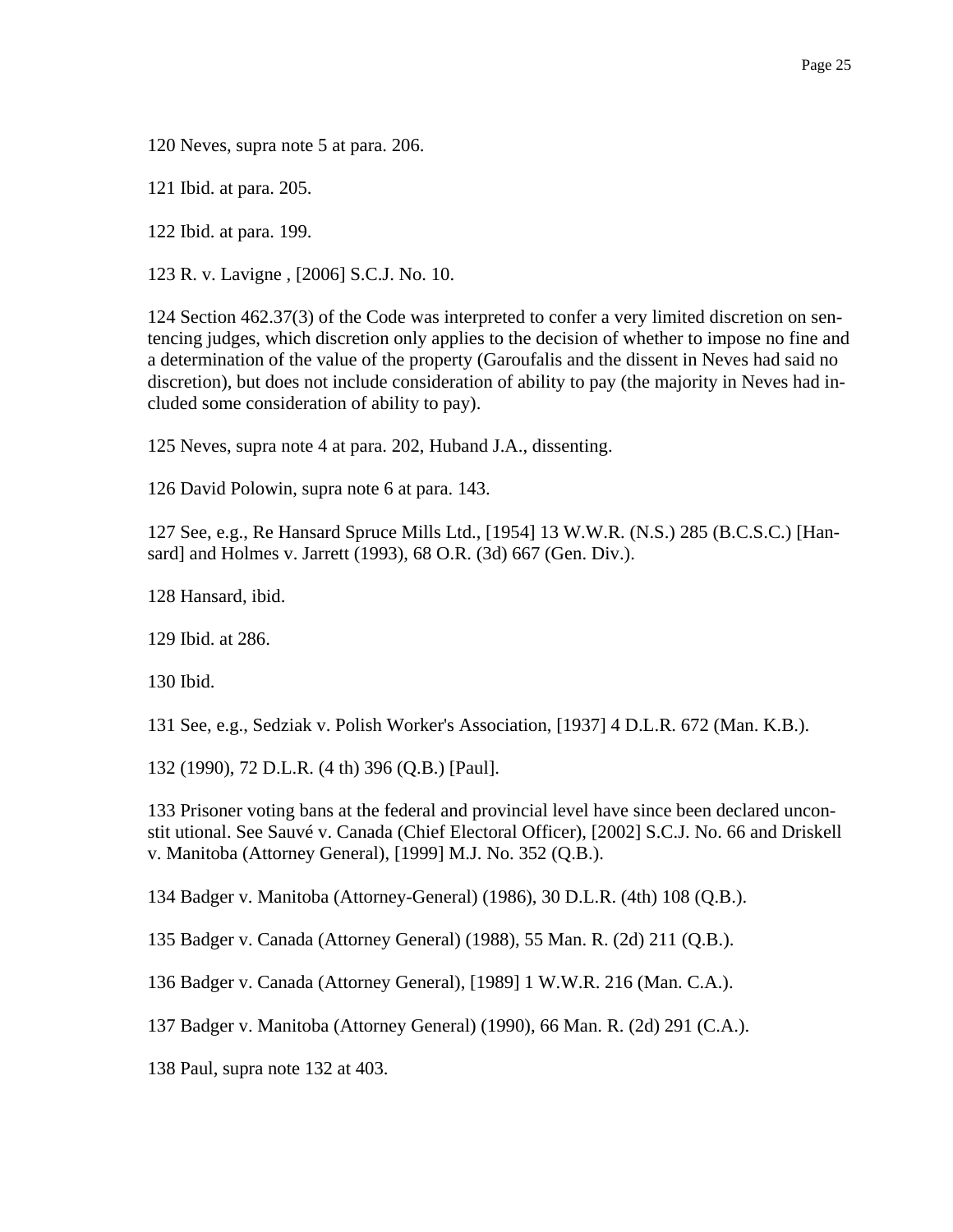120 Neves, supra note 5 at para. 206.

121 Ibid. at para. 205.

122 Ibid. at para. 199.

123 R. v. Lavigne , [2006] S.C.J. No. 10.

124 Section 462.37(3) of the Code was interpreted to confer a very limited discretion on sentencing judges, which discretion only applies to the decision of whether to impose no fine and a determination of the value of the property (Garoufalis and the dissent in Neves had said no discretion), but does not include consideration of ability to pay (the majority in Neves had included some consideration of ability to pay).

125 Neves, supra note 4 at para. 202, Huband J.A., dissenting.

126 David Polowin, supra note 6 at para. 143.

127 See, e.g., Re Hansard Spruce Mills Ltd., [1954] 13 W.W.R. (N.S.) 285 (B.C.S.C.) [Hansard] and Holmes v. Jarrett (1993), 68 O.R. (3d) 667 (Gen. Div.).

128 Hansard, ibid.

129 Ibid. at 286.

130 Ibid.

131 See, e.g., Sedziak v. Polish Worker's Association, [1937] 4 D.L.R. 672 (Man. K.B.).

132 (1990), 72 D.L.R. (4 th) 396 (Q.B.) [Paul].

133 Prisoner voting bans at the federal and provincial level have since been declared unconstit utional. See Sauvé v. Canada (Chief Electoral Officer), [2002] S.C.J. No. 66 and Driskell v. Manitoba (Attorney General), [1999] M.J. No. 352 (Q.B.).

134 Badger v. Manitoba (Attorney-General) (1986), 30 D.L.R. (4th) 108 (Q.B.).

135 Badger v. Canada (Attorney General) (1988), 55 Man. R. (2d) 211 (Q.B.).

136 Badger v. Canada (Attorney General), [1989] 1 W.W.R. 216 (Man. C.A.).

137 Badger v. Manitoba (Attorney General) (1990), 66 Man. R. (2d) 291 (C.A.).

138 Paul, supra note 132 at 403.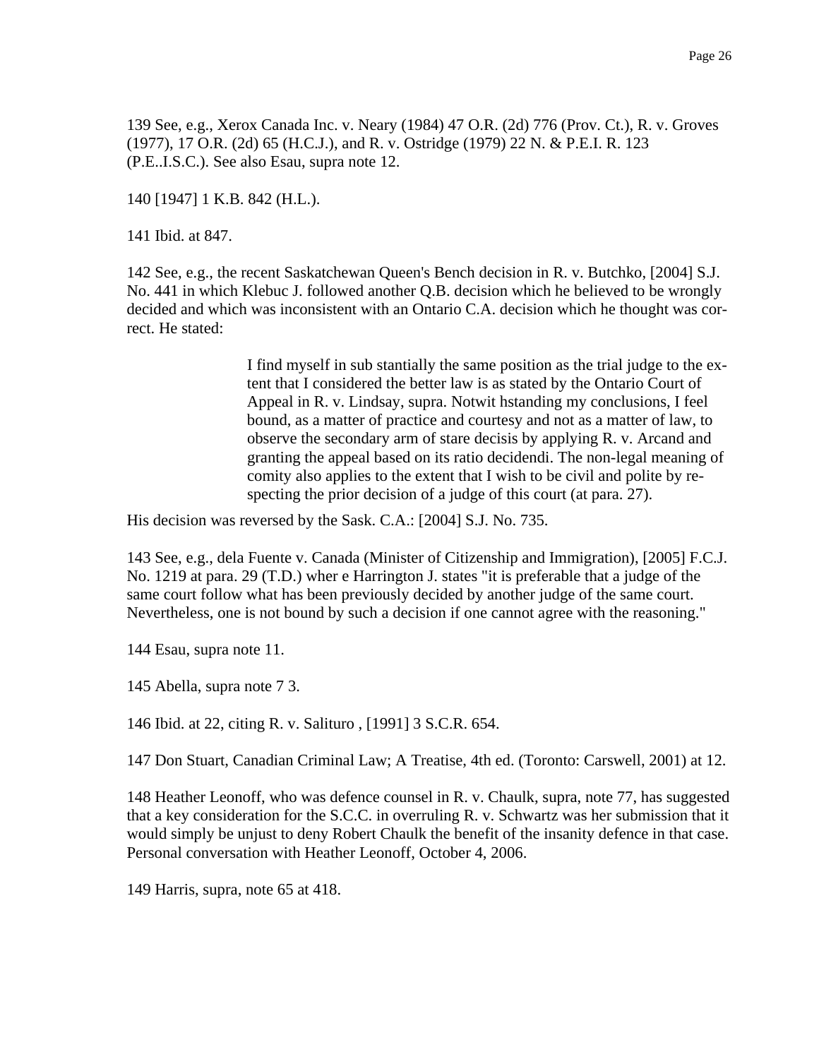139 See, e.g., Xerox Canada Inc. v. Neary (1984) 47 O.R. (2d) 776 (Prov. Ct.), R. v. Groves (1977), 17 O.R. (2d) 65 (H.C.J.), and R. v. Ostridge (1979) 22 N. & P.E.I. R. 123 (P.E..I.S.C.). See also Esau, supra note 12.

140 [1947] 1 K.B. 842 (H.L.).

141 Ibid. at 847.

142 See, e.g., the recent Saskatchewan Queen's Bench decision in R. v. Butchko, [2004] S.J. No. 441 in which Klebuc J. followed another Q.B. decision which he believed to be wrongly decided and which was inconsistent with an Ontario C.A. decision which he thought was correct. He stated:

> I find myself in sub stantially the same position as the trial judge to the extent that I considered the better law is as stated by the Ontario Court of Appeal in R. v. Lindsay, supra. Notwit hstanding my conclusions, I feel bound, as a matter of practice and courtesy and not as a matter of law, to observe the secondary arm of stare decisis by applying R. v. Arcand and granting the appeal based on its ratio decidendi. The non-legal meaning of comity also applies to the extent that I wish to be civil and polite by respecting the prior decision of a judge of this court (at para. 27).

His decision was reversed by the Sask. C.A.: [2004] S.J. No. 735.

143 See, e.g., dela Fuente v. Canada (Minister of Citizenship and Immigration), [2005] F.C.J. No. 1219 at para. 29 (T.D.) wher e Harrington J. states "it is preferable that a judge of the same court follow what has been previously decided by another judge of the same court. Nevertheless, one is not bound by such a decision if one cannot agree with the reasoning."

144 Esau, supra note 11.

145 Abella, supra note 7 3.

146 Ibid. at 22, citing R. v. Salituro , [1991] 3 S.C.R. 654.

147 Don Stuart, Canadian Criminal Law; A Treatise, 4th ed. (Toronto: Carswell, 2001) at 12.

148 Heather Leonoff, who was defence counsel in R. v. Chaulk, supra, note 77, has suggested that a key consideration for the S.C.C. in overruling R. v. Schwartz was her submission that it would simply be unjust to deny Robert Chaulk the benefit of the insanity defence in that case. Personal conversation with Heather Leonoff, October 4, 2006.

149 Harris, supra, note 65 at 418.